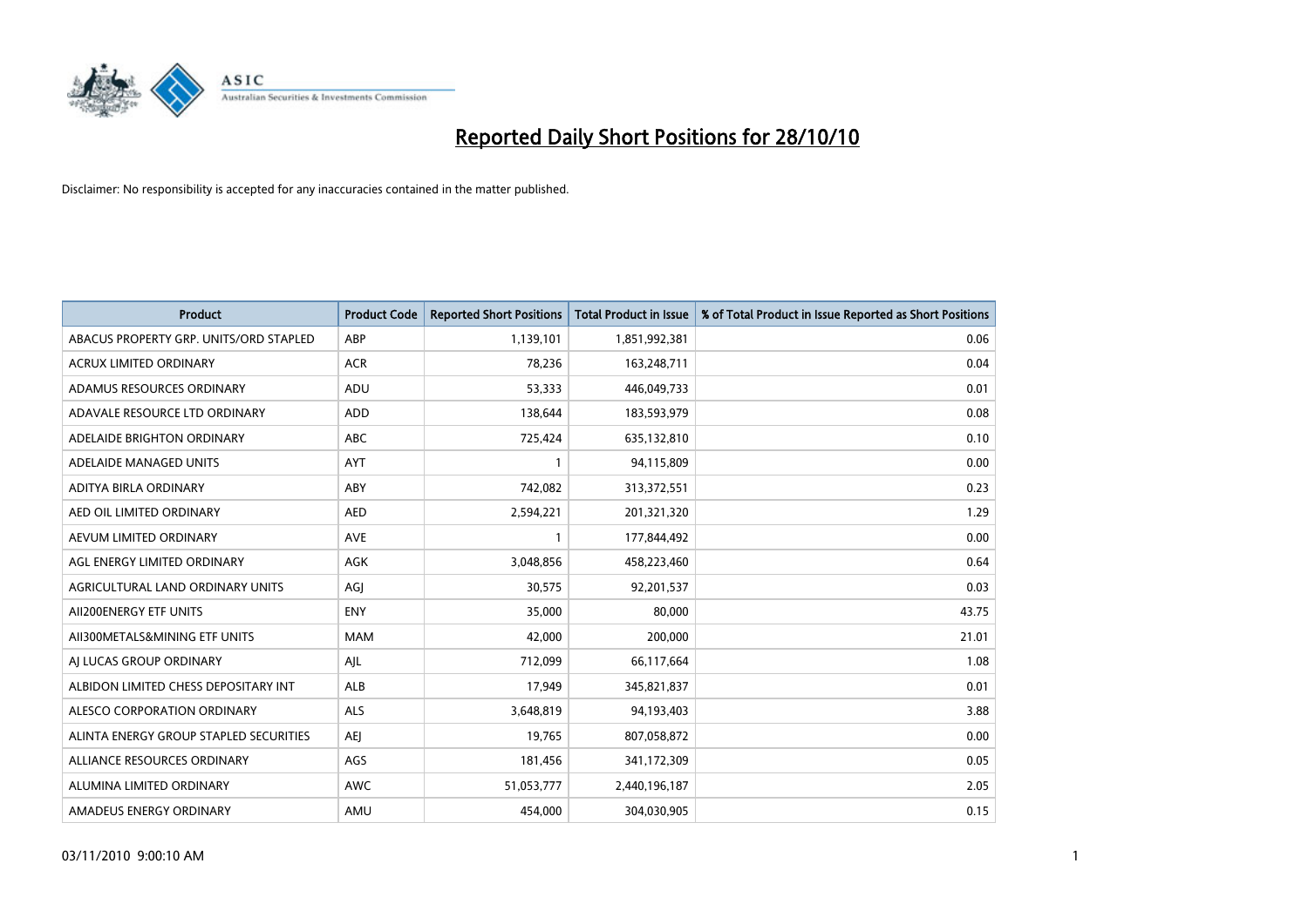# Reported Daily Short Positions for 28/10/10

Disclaimer: No responsibility is accepted for any inaccuracies contained in the matter published.

| Product | Product Code | Reported Short Positions | Total Product in Issue | % of Total Product in Issue Reported as Short Positions |
|---|---|---|---|---|
| ABACUS PROPERTY GRP. UNITS/ORD STAPLED | ABP | 1,139,101 | 1,851,992,381 | 0.06 |
| ACRUX LIMITED ORDINARY | ACR | 78,236 | 163,248,711 | 0.04 |
| ADAMUS RESOURCES ORDINARY | ADU | 53,333 | 446,049,733 | 0.01 |
| ADAVALE RESOURCE LTD ORDINARY | ADD | 138,644 | 183,593,979 | 0.08 |
| ADELAIDE BRIGHTON ORDINARY | ABC | 725,424 | 635,132,810 | 0.10 |
| ADELAIDE MANAGED UNITS | AYT | 1 | 94,115,809 | 0.00 |
| ADITYA BIRLA ORDINARY | ABY | 742,082 | 313,372,551 | 0.23 |
| AED OIL LIMITED ORDINARY | AED | 2,594,221 | 201,321,320 | 1.29 |
| AEVUM LIMITED ORDINARY | AVE | 1 | 177,844,492 | 0.00 |
| AGL ENERGY LIMITED ORDINARY | AGK | 3,048,856 | 458,223,460 | 0.64 |
| AGRICULTURAL LAND ORDINARY UNITS | AGJ | 30,575 | 92,201,537 | 0.03 |
| AII200ENERGY ETF UNITS | ENY | 35,000 | 80,000 | 43.75 |
| AII300METALS&MINING ETF UNITS | MAM | 42,000 | 200,000 | 21.01 |
| AJ LUCAS GROUP ORDINARY | AJL | 712,099 | 66,117,664 | 1.08 |
| ALBIDON LIMITED CHESS DEPOSITARY INT | ALB | 17,949 | 345,821,837 | 0.01 |
| ALESCO CORPORATION ORDINARY | ALS | 3,648,819 | 94,193,403 | 3.88 |
| ALINTA ENERGY GROUP STAPLED SECURITIES | AEJ | 19,765 | 807,058,872 | 0.00 |
| ALLIANCE RESOURCES ORDINARY | AGS | 181,456 | 341,172,309 | 0.05 |
| ALUMINA LIMITED ORDINARY | AWC | 51,053,777 | 2,440,196,187 | 2.05 |
| AMADEUS ENERGY ORDINARY | AMU | 454,000 | 304,030,905 | 0.15 |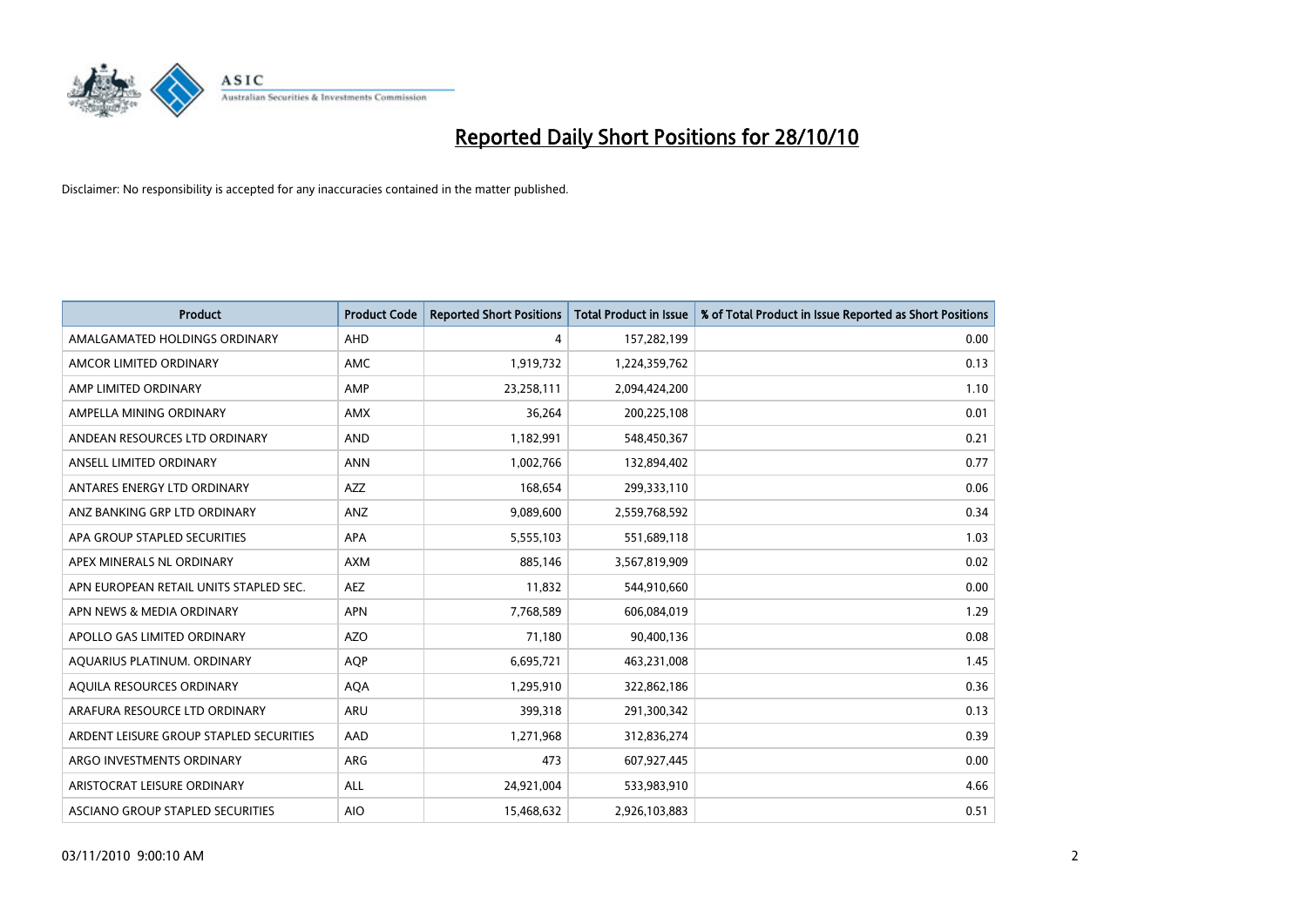# Reported Daily Short Positions for 28/10/10

Disclaimer: No responsibility is accepted for any inaccuracies contained in the matter published.

| Product | Product Code | Reported Short Positions | Total Product in Issue | % of Total Product in Issue Reported as Short Positions |
|---|---|---|---|---|
| AMALGAMATED HOLDINGS ORDINARY | AHD | 4 | 157,282,199 | 0.00 |
| AMCOR LIMITED ORDINARY | AMC | 1,919,732 | 1,224,359,762 | 0.13 |
| AMP LIMITED ORDINARY | AMP | 23,258,111 | 2,094,424,200 | 1.10 |
| AMPELLA MINING ORDINARY | AMX | 36,264 | 200,225,108 | 0.01 |
| ANDEAN RESOURCES LTD ORDINARY | AND | 1,182,991 | 548,450,367 | 0.21 |
| ANSELL LIMITED ORDINARY | ANN | 1,002,766 | 132,894,402 | 0.77 |
| ANTARES ENERGY LTD ORDINARY | AZZ | 168,654 | 299,333,110 | 0.06 |
| ANZ BANKING GRP LTD ORDINARY | ANZ | 9,089,600 | 2,559,768,592 | 0.34 |
| APA GROUP STAPLED SECURITIES | APA | 5,555,103 | 551,689,118 | 1.03 |
| APEX MINERALS NL ORDINARY | AXM | 885,146 | 3,567,819,909 | 0.02 |
| APN EUROPEAN RETAIL UNITS STAPLED SEC. | AEZ | 11,832 | 544,910,660 | 0.00 |
| APN NEWS & MEDIA ORDINARY | APN | 7,768,589 | 606,084,019 | 1.29 |
| APOLLO GAS LIMITED ORDINARY | AZO | 71,180 | 90,400,136 | 0.08 |
| AQUARIUS PLATINUM. ORDINARY | AQP | 6,695,721 | 463,231,008 | 1.45 |
| AQUILA RESOURCES ORDINARY | AQA | 1,295,910 | 322,862,186 | 0.36 |
| ARAFURA RESOURCE LTD ORDINARY | ARU | 399,318 | 291,300,342 | 0.13 |
| ARDENT LEISURE GROUP STAPLED SECURITIES | AAD | 1,271,968 | 312,836,274 | 0.39 |
| ARGO INVESTMENTS ORDINARY | ARG | 473 | 607,927,445 | 0.00 |
| ARISTOCRAT LEISURE ORDINARY | ALL | 24,921,004 | 533,983,910 | 4.66 |
| ASCIANO GROUP STAPLED SECURITIES | AIO | 15,468,632 | 2,926,103,883 | 0.51 |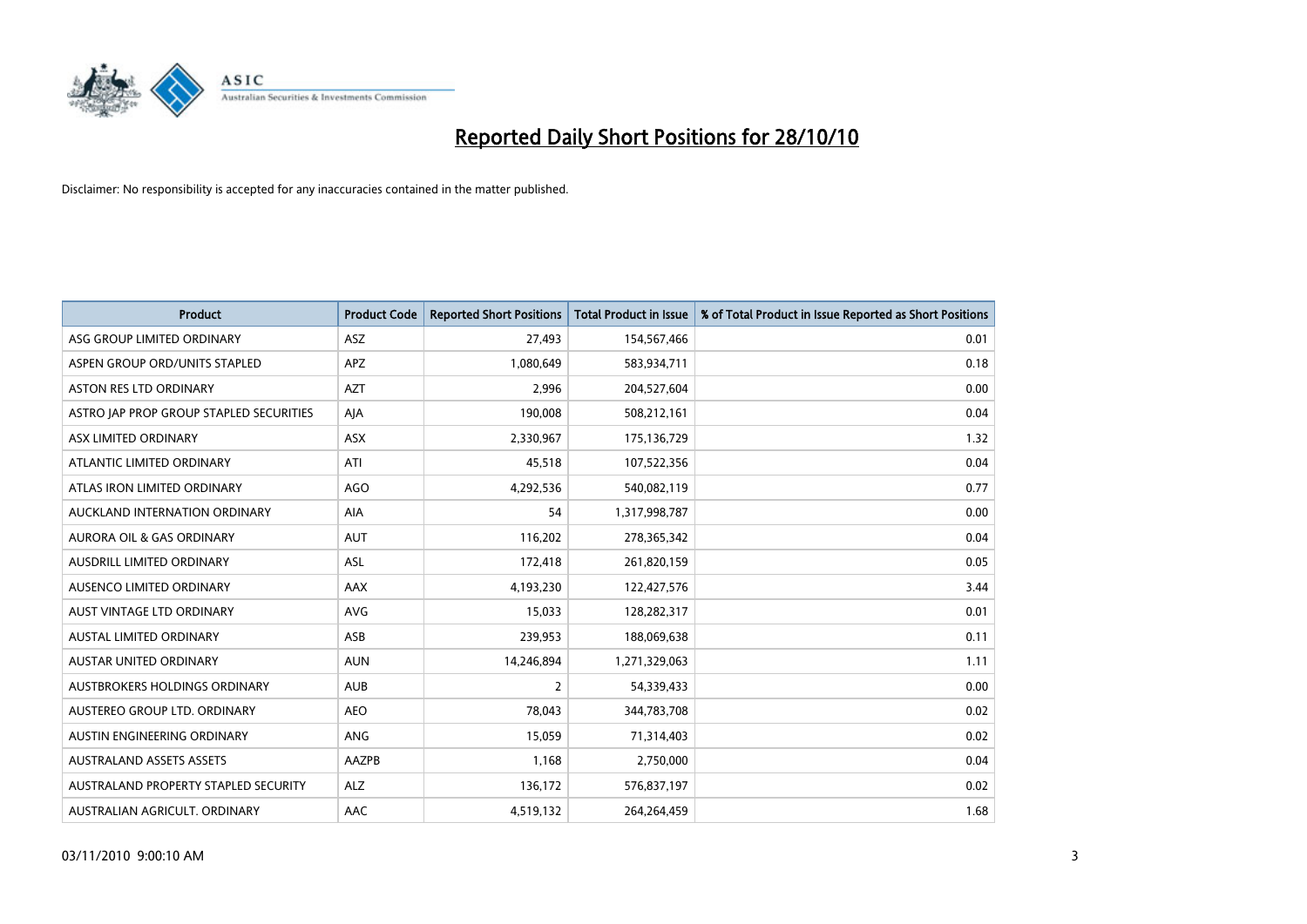# Reported Daily Short Positions for 28/10/10

Disclaimer: No responsibility is accepted for any inaccuracies contained in the matter published.

| Product | Product Code | Reported Short Positions | Total Product in Issue | % of Total Product in Issue Reported as Short Positions |
|---|---|---|---|---|
| ASG GROUP LIMITED ORDINARY | ASZ | 27,493 | 154,567,466 | 0.01 |
| ASPEN GROUP ORD/UNITS STAPLED | APZ | 1,080,649 | 583,934,711 | 0.18 |
| ASTON RES LTD ORDINARY | AZT | 2,996 | 204,527,604 | 0.00 |
| ASTRO JAP PROP GROUP STAPLED SECURITIES | AJA | 190,008 | 508,212,161 | 0.04 |
| ASX LIMITED ORDINARY | ASX | 2,330,967 | 175,136,729 | 1.32 |
| ATLANTIC LIMITED ORDINARY | ATI | 45,518 | 107,522,356 | 0.04 |
| ATLAS IRON LIMITED ORDINARY | AGO | 4,292,536 | 540,082,119 | 0.77 |
| AUCKLAND INTERNATION ORDINARY | AIA | 54 | 1,317,998,787 | 0.00 |
| AURORA OIL & GAS ORDINARY | AUT | 116,202 | 278,365,342 | 0.04 |
| AUSDRILL LIMITED ORDINARY | ASL | 172,418 | 261,820,159 | 0.05 |
| AUSENCO LIMITED ORDINARY | AAX | 4,193,230 | 122,427,576 | 3.44 |
| AUST VINTAGE LTD ORDINARY | AVG | 15,033 | 128,282,317 | 0.01 |
| AUSTAL LIMITED ORDINARY | ASB | 239,953 | 188,069,638 | 0.11 |
| AUSTAR UNITED ORDINARY | AUN | 14,246,894 | 1,271,329,063 | 1.11 |
| AUSTBROKERS HOLDINGS ORDINARY | AUB | 2 | 54,339,433 | 0.00 |
| AUSTEREO GROUP LTD. ORDINARY | AEO | 78,043 | 344,783,708 | 0.02 |
| AUSTIN ENGINEERING ORDINARY | ANG | 15,059 | 71,314,403 | 0.02 |
| AUSTRALAND ASSETS ASSETS | AAZPB | 1,168 | 2,750,000 | 0.04 |
| AUSTRALAND PROPERTY STAPLED SECURITY | ALZ | 136,172 | 576,837,197 | 0.02 |
| AUSTRALIAN AGRICULT. ORDINARY | AAC | 4,519,132 | 264,264,459 | 1.68 |

03/11/2010 9:00:10 AM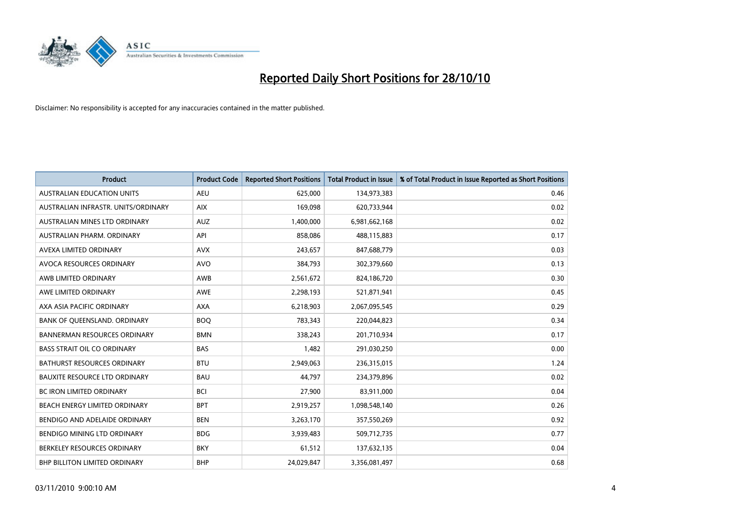# Reported Daily Short Positions for 28/10/10

Disclaimer: No responsibility is accepted for any inaccuracies contained in the matter published.

| Product | Product Code | Reported Short Positions | Total Product in Issue | % of Total Product in Issue Reported as Short Positions |
|---|---|---|---|---|
| AUSTRALIAN EDUCATION UNITS | AEU | 625,000 | 134,973,383 | 0.46 |
| AUSTRALIAN INFRASTR. UNITS/ORDINARY | AIX | 169,098 | 620,733,944 | 0.02 |
| AUSTRALIAN MINES LTD ORDINARY | AUZ | 1,400,000 | 6,981,662,168 | 0.02 |
| AUSTRALIAN PHARM. ORDINARY | API | 858,086 | 488,115,883 | 0.17 |
| AVEXA LIMITED ORDINARY | AVX | 243,657 | 847,688,779 | 0.03 |
| AVOCA RESOURCES ORDINARY | AVO | 384,793 | 302,379,660 | 0.13 |
| AWB LIMITED ORDINARY | AWB | 2,561,672 | 824,186,720 | 0.30 |
| AWE LIMITED ORDINARY | AWE | 2,298,193 | 521,871,941 | 0.45 |
| AXA ASIA PACIFIC ORDINARY | AXA | 6,218,903 | 2,067,095,545 | 0.29 |
| BANK OF QUEENSLAND. ORDINARY | BOQ | 783,343 | 220,044,823 | 0.34 |
| BANNERMAN RESOURCES ORDINARY | BMN | 338,243 | 201,710,934 | 0.17 |
| BASS STRAIT OIL CO ORDINARY | BAS | 1,482 | 291,030,250 | 0.00 |
| BATHURST RESOURCES ORDINARY | BTU | 2,949,063 | 236,315,015 | 1.24 |
| BAUXITE RESOURCE LTD ORDINARY | BAU | 44,797 | 234,379,896 | 0.02 |
| BC IRON LIMITED ORDINARY | BCI | 27,900 | 83,911,000 | 0.04 |
| BEACH ENERGY LIMITED ORDINARY | BPT | 2,919,257 | 1,098,548,140 | 0.26 |
| BENDIGO AND ADELAIDE ORDINARY | BEN | 3,263,170 | 357,550,269 | 0.92 |
| BENDIGO MINING LTD ORDINARY | BDG | 3,939,483 | 509,712,735 | 0.77 |
| BERKELEY RESOURCES ORDINARY | BKY | 61,512 | 137,632,135 | 0.04 |
| BHP BILLITON LIMITED ORDINARY | BHP | 24,029,847 | 3,356,081,497 | 0.68 |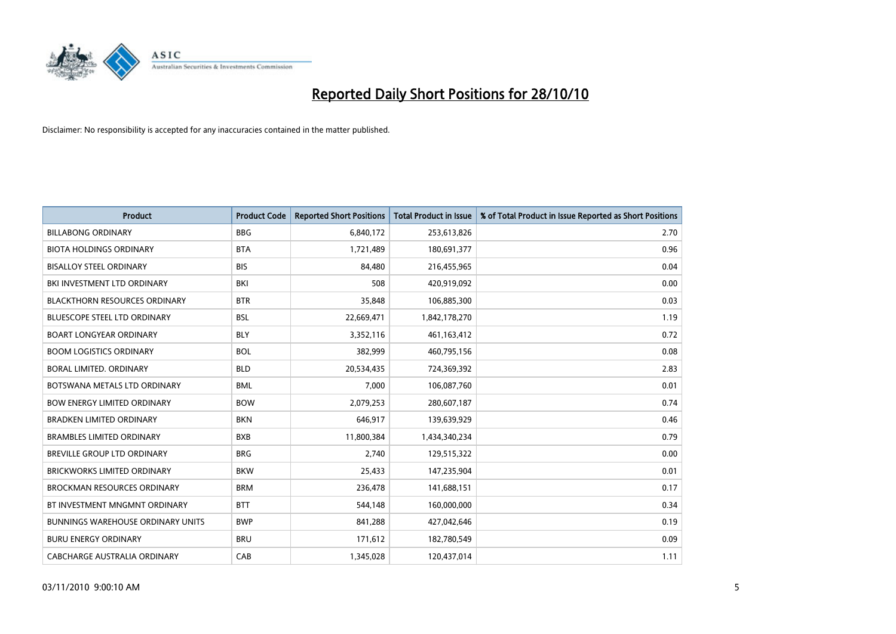# Reported Daily Short Positions for 28/10/10

Disclaimer: No responsibility is accepted for any inaccuracies contained in the matter published.

| Product | Product Code | Reported Short Positions | Total Product in Issue | % of Total Product in Issue Reported as Short Positions |
|---|---|---|---|---|
| BILLABONG ORDINARY | BBG | 6,840,172 | 253,613,826 | 2.70 |
| BIOTA HOLDINGS ORDINARY | BTA | 1,721,489 | 180,691,377 | 0.96 |
| BISALLOY STEEL ORDINARY | BIS | 84,480 | 216,455,965 | 0.04 |
| BKI INVESTMENT LTD ORDINARY | BKI | 508 | 420,919,092 | 0.00 |
| BLACKTHORN RESOURCES ORDINARY | BTR | 35,848 | 106,885,300 | 0.03 |
| BLUESCOPE STEEL LTD ORDINARY | BSL | 22,669,471 | 1,842,178,270 | 1.19 |
| BOART LONGYEAR ORDINARY | BLY | 3,352,116 | 461,163,412 | 0.72 |
| BOOM LOGISTICS ORDINARY | BOL | 382,999 | 460,795,156 | 0.08 |
| BORAL LIMITED. ORDINARY | BLD | 20,534,435 | 724,369,392 | 2.83 |
| BOTSWANA METALS LTD ORDINARY | BML | 7,000 | 106,087,760 | 0.01 |
| BOW ENERGY LIMITED ORDINARY | BOW | 2,079,253 | 280,607,187 | 0.74 |
| BRADKEN LIMITED ORDINARY | BKN | 646,917 | 139,639,929 | 0.46 |
| BRAMBLES LIMITED ORDINARY | BXB | 11,800,384 | 1,434,340,234 | 0.79 |
| BREVILLE GROUP LTD ORDINARY | BRG | 2,740 | 129,515,322 | 0.00 |
| BRICKWORKS LIMITED ORDINARY | BKW | 25,433 | 147,235,904 | 0.01 |
| BROCKMAN RESOURCES ORDINARY | BRM | 236,478 | 141,688,151 | 0.17 |
| BT INVESTMENT MNGMNT ORDINARY | BTT | 544,148 | 160,000,000 | 0.34 |
| BUNNINGS WAREHOUSE ORDINARY UNITS | BWP | 841,288 | 427,042,646 | 0.19 |
| BURU ENERGY ORDINARY | BRU | 171,612 | 182,780,549 | 0.09 |
| CABCHARGE AUSTRALIA ORDINARY | CAB | 1,345,028 | 120,437,014 | 1.11 |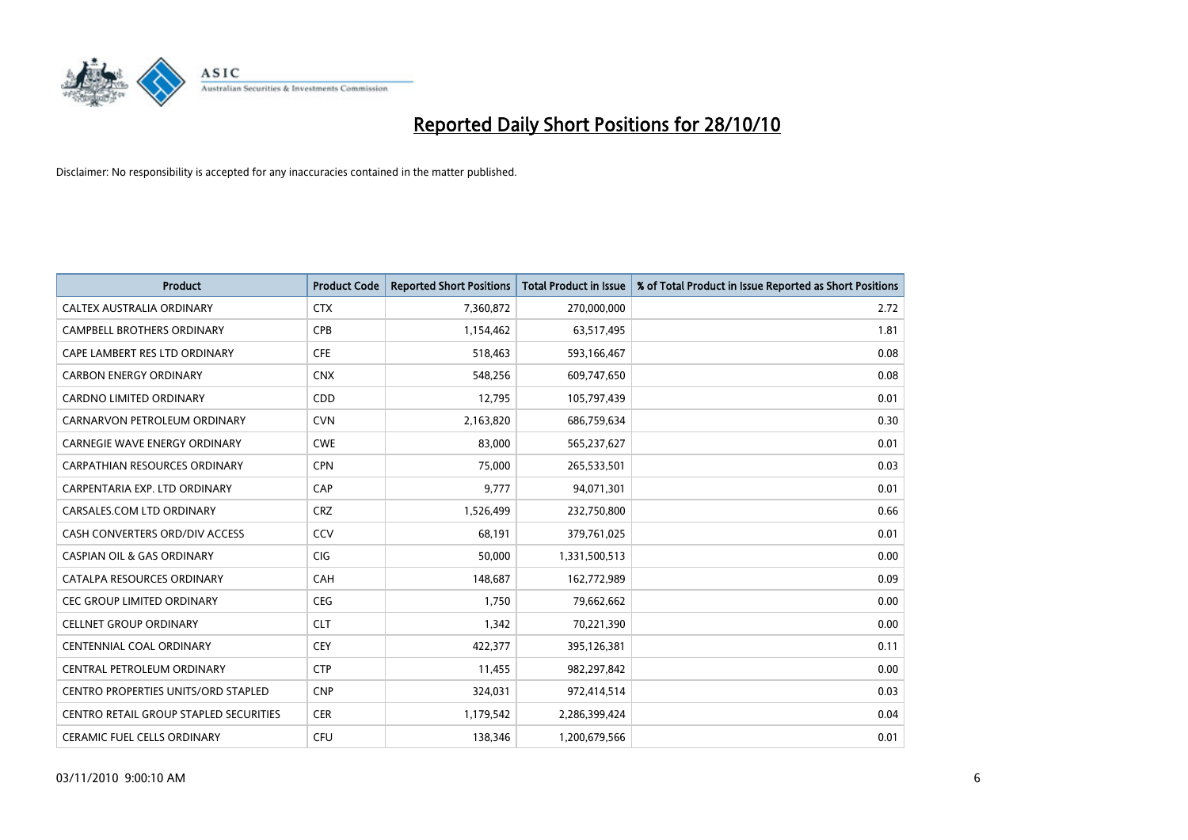# Reported Daily Short Positions for 28/10/10

Disclaimer: No responsibility is accepted for any inaccuracies contained in the matter published.

| Product | Product Code | Reported Short Positions | Total Product in Issue | % of Total Product in Issue Reported as Short Positions |
|---|---|---|---|---|
| CALTEX AUSTRALIA ORDINARY | CTX | 7,360,872 | 270,000,000 | 2.72 |
| CAMPBELL BROTHERS ORDINARY | CPB | 1,154,462 | 63,517,495 | 1.81 |
| CAPE LAMBERT RES LTD ORDINARY | CFE | 518,463 | 593,166,467 | 0.08 |
| CARBON ENERGY ORDINARY | CNX | 548,256 | 609,747,650 | 0.08 |
| CARDNO LIMITED ORDINARY | CDD | 12,795 | 105,797,439 | 0.01 |
| CARNARVON PETROLEUM ORDINARY | CVN | 2,163,820 | 686,759,634 | 0.30 |
| CARNEGIE WAVE ENERGY ORDINARY | CWE | 83,000 | 565,237,627 | 0.01 |
| CARPATHIAN RESOURCES ORDINARY | CPN | 75,000 | 265,533,501 | 0.03 |
| CARPENTARIA EXP. LTD ORDINARY | CAP | 9,777 | 94,071,301 | 0.01 |
| CARSALES.COM LTD ORDINARY | CRZ | 1,526,499 | 232,750,800 | 0.66 |
| CASH CONVERTERS ORD/DIV ACCESS | CCV | 68,191 | 379,761,025 | 0.01 |
| CASPIAN OIL & GAS ORDINARY | CIG | 50,000 | 1,331,500,513 | 0.00 |
| CATALPA RESOURCES ORDINARY | CAH | 148,687 | 162,772,989 | 0.09 |
| CEC GROUP LIMITED ORDINARY | CEG | 1,750 | 79,662,662 | 0.00 |
| CELLNET GROUP ORDINARY | CLT | 1,342 | 70,221,390 | 0.00 |
| CENTENNIAL COAL ORDINARY | CEY | 422,377 | 395,126,381 | 0.11 |
| CENTRAL PETROLEUM ORDINARY | CTP | 11,455 | 982,297,842 | 0.00 |
| CENTRO PROPERTIES UNITS/ORD STAPLED | CNP | 324,031 | 972,414,514 | 0.03 |
| CENTRO RETAIL GROUP STAPLED SECURITIES | CER | 1,179,542 | 2,286,399,424 | 0.04 |
| CERAMIC FUEL CELLS ORDINARY | CFU | 138,346 | 1,200,679,566 | 0.01 |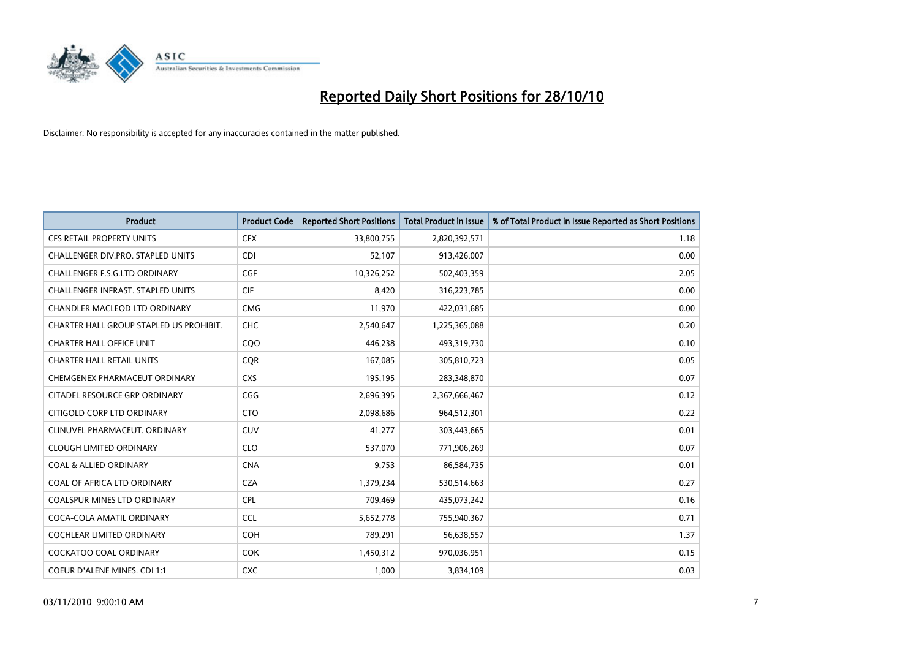# Reported Daily Short Positions for 28/10/10

Disclaimer: No responsibility is accepted for any inaccuracies contained in the matter published.

| Product | Product Code | Reported Short Positions | Total Product in Issue | % of Total Product in Issue Reported as Short Positions |
|---|---|---|---|---|
| CFS RETAIL PROPERTY UNITS | CFX | 33,800,755 | 2,820,392,571 | 1.18 |
| CHALLENGER DIV.PRO. STAPLED UNITS | CDI | 52,107 | 913,426,007 | 0.00 |
| CHALLENGER F.S.G.LTD ORDINARY | CGF | 10,326,252 | 502,403,359 | 2.05 |
| CHALLENGER INFRAST. STAPLED UNITS | CIF | 8,420 | 316,223,785 | 0.00 |
| CHANDLER MACLEOD LTD ORDINARY | CMG | 11,970 | 422,031,685 | 0.00 |
| CHARTER HALL GROUP STAPLED US PROHIBIT. | CHC | 2,540,647 | 1,225,365,088 | 0.20 |
| CHARTER HALL OFFICE UNIT | CQO | 446,238 | 493,319,730 | 0.10 |
| CHARTER HALL RETAIL UNITS | CQR | 167,085 | 305,810,723 | 0.05 |
| CHEMGENEX PHARMACEUT ORDINARY | CXS | 195,195 | 283,348,870 | 0.07 |
| CITADEL RESOURCE GRP ORDINARY | CGG | 2,696,395 | 2,367,666,467 | 0.12 |
| CITIGOLD CORP LTD ORDINARY | CTO | 2,098,686 | 964,512,301 | 0.22 |
| CLINUVEL PHARMACEUT. ORDINARY | CUV | 41,277 | 303,443,665 | 0.01 |
| CLOUGH LIMITED ORDINARY | CLO | 537,070 | 771,906,269 | 0.07 |
| COAL & ALLIED ORDINARY | CNA | 9,753 | 86,584,735 | 0.01 |
| COAL OF AFRICA LTD ORDINARY | CZA | 1,379,234 | 530,514,663 | 0.27 |
| COALSPUR MINES LTD ORDINARY | CPL | 709,469 | 435,073,242 | 0.16 |
| COCA-COLA AMATIL ORDINARY | CCL | 5,652,778 | 755,940,367 | 0.71 |
| COCHLEAR LIMITED ORDINARY | COH | 789,291 | 56,638,557 | 1.37 |
| COCKATOO COAL ORDINARY | COK | 1,450,312 | 970,036,951 | 0.15 |
| COEUR D'ALENE MINES. CDI 1:1 | CXC | 1,000 | 3,834,109 | 0.03 |

03/11/2010 9:00:10 AM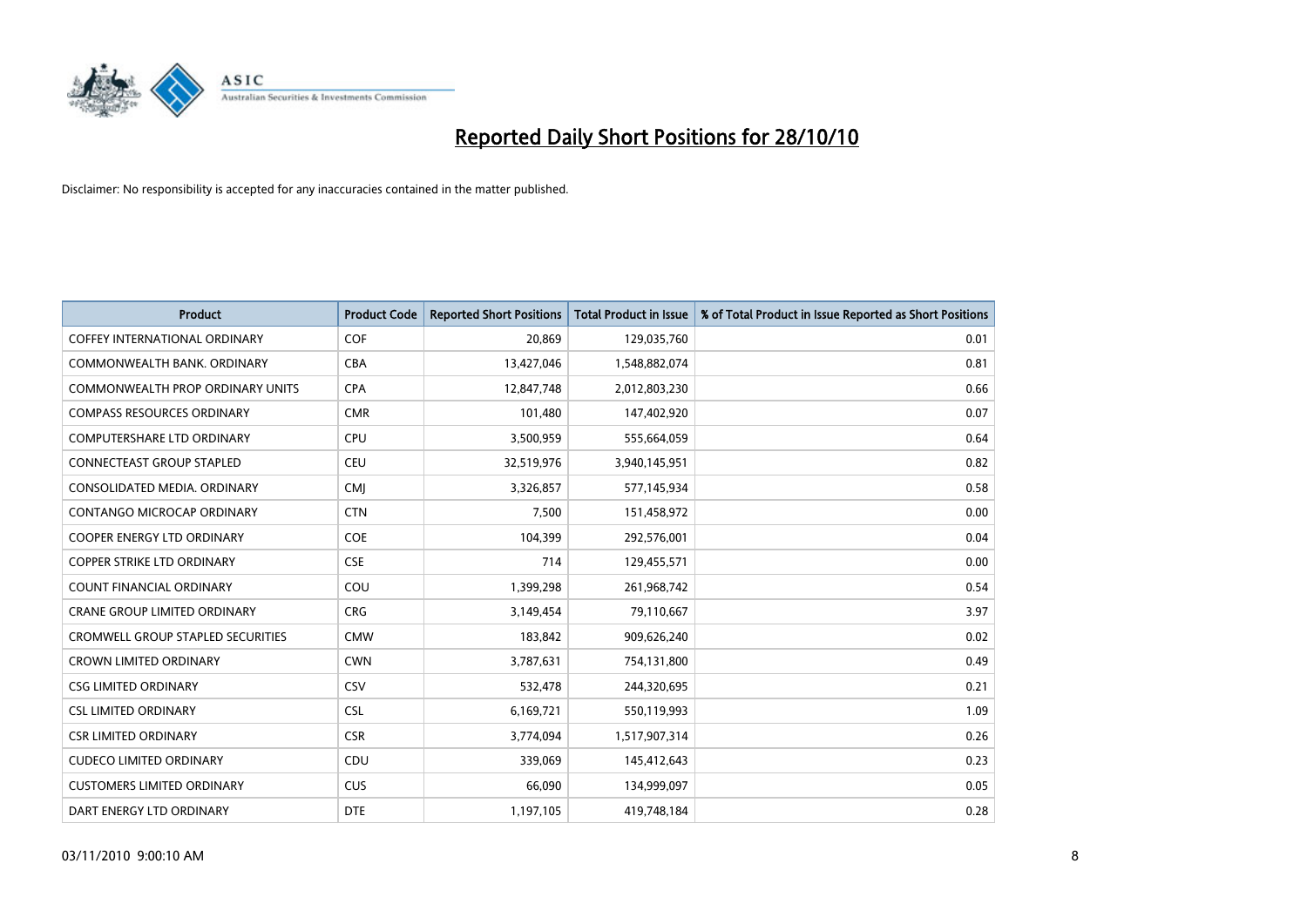# Reported Daily Short Positions for 28/10/10

Disclaimer: No responsibility is accepted for any inaccuracies contained in the matter published.

| Product | Product Code | Reported Short Positions | Total Product in Issue | % of Total Product in Issue Reported as Short Positions |
|---|---|---|---|---|
| COFFEY INTERNATIONAL ORDINARY | COF | 20,869 | 129,035,760 | 0.01 |
| COMMONWEALTH BANK. ORDINARY | CBA | 13,427,046 | 1,548,882,074 | 0.81 |
| COMMONWEALTH PROP ORDINARY UNITS | CPA | 12,847,748 | 2,012,803,230 | 0.66 |
| COMPASS RESOURCES ORDINARY | CMR | 101,480 | 147,402,920 | 0.07 |
| COMPUTERSHARE LTD ORDINARY | CPU | 3,500,959 | 555,664,059 | 0.64 |
| CONNECTEAST GROUP STAPLED | CEU | 32,519,976 | 3,940,145,951 | 0.82 |
| CONSOLIDATED MEDIA. ORDINARY | CMJ | 3,326,857 | 577,145,934 | 0.58 |
| CONTANGO MICROCAP ORDINARY | CTN | 7,500 | 151,458,972 | 0.00 |
| COOPER ENERGY LTD ORDINARY | COE | 104,399 | 292,576,001 | 0.04 |
| COPPER STRIKE LTD ORDINARY | CSE | 714 | 129,455,571 | 0.00 |
| COUNT FINANCIAL ORDINARY | COU | 1,399,298 | 261,968,742 | 0.54 |
| CRANE GROUP LIMITED ORDINARY | CRG | 3,149,454 | 79,110,667 | 3.97 |
| CROMWELL GROUP STAPLED SECURITIES | CMW | 183,842 | 909,626,240 | 0.02 |
| CROWN LIMITED ORDINARY | CWN | 3,787,631 | 754,131,800 | 0.49 |
| CSG LIMITED ORDINARY | CSV | 532,478 | 244,320,695 | 0.21 |
| CSL LIMITED ORDINARY | CSL | 6,169,721 | 550,119,993 | 1.09 |
| CSR LIMITED ORDINARY | CSR | 3,774,094 | 1,517,907,314 | 0.26 |
| CUDECO LIMITED ORDINARY | CDU | 339,069 | 145,412,643 | 0.23 |
| CUSTOMERS LIMITED ORDINARY | CUS | 66,090 | 134,999,097 | 0.05 |
| DART ENERGY LTD ORDINARY | DTE | 1,197,105 | 419,748,184 | 0.28 |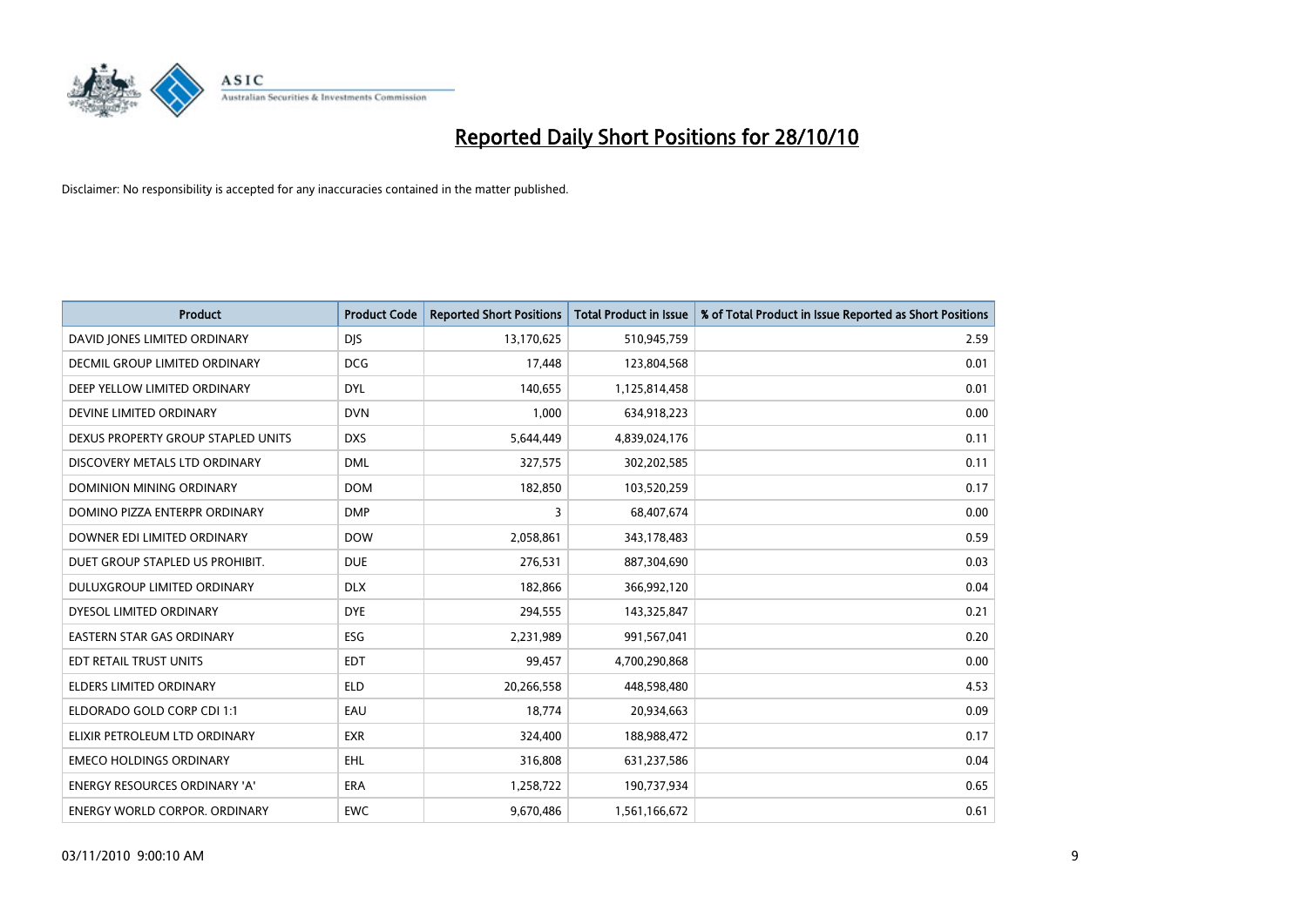# Reported Daily Short Positions for 28/10/10

Disclaimer: No responsibility is accepted for any inaccuracies contained in the matter published.

| Product | Product Code | Reported Short Positions | Total Product in Issue | % of Total Product in Issue Reported as Short Positions |
|---|---|---|---|---|
| DAVID JONES LIMITED ORDINARY | DJS | 13,170,625 | 510,945,759 | 2.59 |
| DECMIL GROUP LIMITED ORDINARY | DCG | 17,448 | 123,804,568 | 0.01 |
| DEEP YELLOW LIMITED ORDINARY | DYL | 140,655 | 1,125,814,458 | 0.01 |
| DEVINE LIMITED ORDINARY | DVN | 1,000 | 634,918,223 | 0.00 |
| DEXUS PROPERTY GROUP STAPLED UNITS | DXS | 5,644,449 | 4,839,024,176 | 0.11 |
| DISCOVERY METALS LTD ORDINARY | DML | 327,575 | 302,202,585 | 0.11 |
| DOMINION MINING ORDINARY | DOM | 182,850 | 103,520,259 | 0.17 |
| DOMINO PIZZA ENTERPR ORDINARY | DMP | 3 | 68,407,674 | 0.00 |
| DOWNER EDI LIMITED ORDINARY | DOW | 2,058,861 | 343,178,483 | 0.59 |
| DUET GROUP STAPLED US PROHIBIT. | DUE | 276,531 | 887,304,690 | 0.03 |
| DULUXGROUP LIMITED ORDINARY | DLX | 182,866 | 366,992,120 | 0.04 |
| DYESOL LIMITED ORDINARY | DYE | 294,555 | 143,325,847 | 0.21 |
| EASTERN STAR GAS ORDINARY | ESG | 2,231,989 | 991,567,041 | 0.20 |
| EDT RETAIL TRUST UNITS | EDT | 99,457 | 4,700,290,868 | 0.00 |
| ELDERS LIMITED ORDINARY | ELD | 20,266,558 | 448,598,480 | 4.53 |
| ELDORADO GOLD CORP CDI 1:1 | EAU | 18,774 | 20,934,663 | 0.09 |
| ELIXIR PETROLEUM LTD ORDINARY | EXR | 324,400 | 188,988,472 | 0.17 |
| EMECO HOLDINGS ORDINARY | EHL | 316,808 | 631,237,586 | 0.04 |
| ENERGY RESOURCES ORDINARY 'A' | ERA | 1,258,722 | 190,737,934 | 0.65 |
| ENERGY WORLD CORPOR. ORDINARY | EWC | 9,670,486 | 1,561,166,672 | 0.61 |

03/11/2010 9:00:10 AM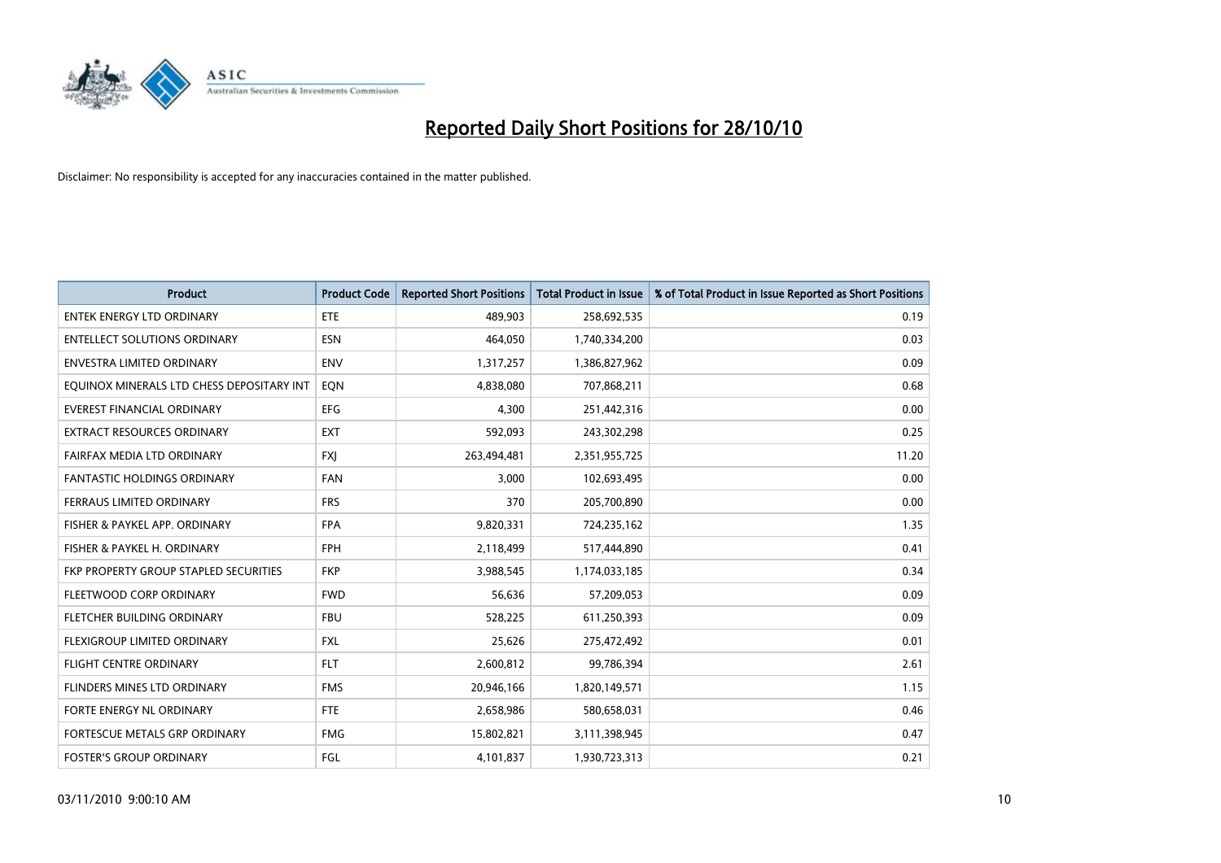# Reported Daily Short Positions for 28/10/10

Disclaimer: No responsibility is accepted for any inaccuracies contained in the matter published.

| Product | Product Code | Reported Short Positions | Total Product in Issue | % of Total Product in Issue Reported as Short Positions |
|---|---|---|---|---|
| ENTEK ENERGY LTD ORDINARY | ETE | 489,903 | 258,692,535 | 0.19 |
| ENTELLECT SOLUTIONS ORDINARY | ESN | 464,050 | 1,740,334,200 | 0.03 |
| ENVESTRA LIMITED ORDINARY | ENV | 1,317,257 | 1,386,827,962 | 0.09 |
| EQUINOX MINERALS LTD CHESS DEPOSITARY INT | EQN | 4,838,080 | 707,868,211 | 0.68 |
| EVEREST FINANCIAL ORDINARY | EFG | 4,300 | 251,442,316 | 0.00 |
| EXTRACT RESOURCES ORDINARY | EXT | 592,093 | 243,302,298 | 0.25 |
| FAIRFAX MEDIA LTD ORDINARY | FXJ | 263,494,481 | 2,351,955,725 | 11.20 |
| FANTASTIC HOLDINGS ORDINARY | FAN | 3,000 | 102,693,495 | 0.00 |
| FERRAUS LIMITED ORDINARY | FRS | 370 | 205,700,890 | 0.00 |
| FISHER & PAYKEL APP. ORDINARY | FPA | 9,820,331 | 724,235,162 | 1.35 |
| FISHER & PAYKEL H. ORDINARY | FPH | 2,118,499 | 517,444,890 | 0.41 |
| FKP PROPERTY GROUP STAPLED SECURITIES | FKP | 3,988,545 | 1,174,033,185 | 0.34 |
| FLEETWOOD CORP ORDINARY | FWD | 56,636 | 57,209,053 | 0.09 |
| FLETCHER BUILDING ORDINARY | FBU | 528,225 | 611,250,393 | 0.09 |
| FLEXIGROUP LIMITED ORDINARY | FXL | 25,626 | 275,472,492 | 0.01 |
| FLIGHT CENTRE ORDINARY | FLT | 2,600,812 | 99,786,394 | 2.61 |
| FLINDERS MINES LTD ORDINARY | FMS | 20,946,166 | 1,820,149,571 | 1.15 |
| FORTE ENERGY NL ORDINARY | FTE | 2,658,986 | 580,658,031 | 0.46 |
| FORTESCUE METALS GRP ORDINARY | FMG | 15,802,821 | 3,111,398,945 | 0.47 |
| FOSTER'S GROUP ORDINARY | FGL | 4,101,837 | 1,930,723,313 | 0.21 |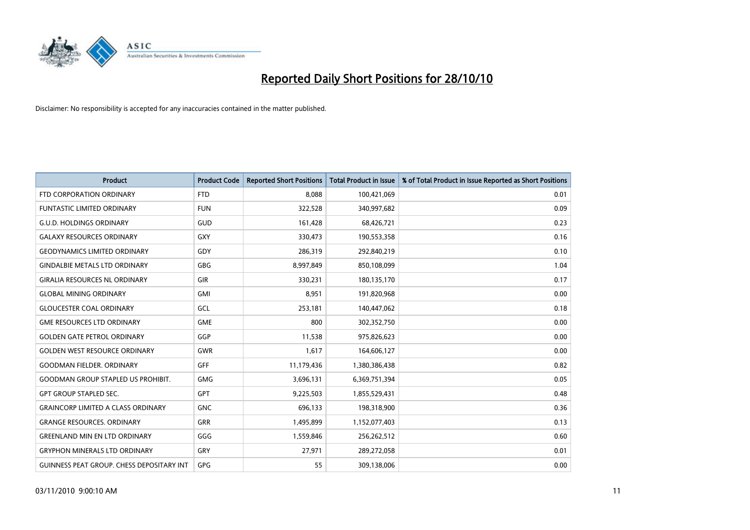# Reported Daily Short Positions for 28/10/10

Disclaimer: No responsibility is accepted for any inaccuracies contained in the matter published.

| Product | Product Code | Reported Short Positions | Total Product in Issue | % of Total Product in Issue Reported as Short Positions |
|---|---|---|---|---|
| FTD CORPORATION ORDINARY | FTD | 8,088 | 100,421,069 | 0.01 |
| FUNTASTIC LIMITED ORDINARY | FUN | 322,528 | 340,997,682 | 0.09 |
| G.U.D. HOLDINGS ORDINARY | GUD | 161,428 | 68,426,721 | 0.23 |
| GALAXY RESOURCES ORDINARY | GXY | 330,473 | 190,553,358 | 0.16 |
| GEODYNAMICS LIMITED ORDINARY | GDY | 286,319 | 292,840,219 | 0.10 |
| GINDALBIE METALS LTD ORDINARY | GBG | 8,997,849 | 850,108,099 | 1.04 |
| GIRALIA RESOURCES NL ORDINARY | GIR | 330,231 | 180,135,170 | 0.17 |
| GLOBAL MINING ORDINARY | GMI | 8,951 | 191,820,968 | 0.00 |
| GLOUCESTER COAL ORDINARY | GCL | 253,181 | 140,447,062 | 0.18 |
| GME RESOURCES LTD ORDINARY | GME | 800 | 302,352,750 | 0.00 |
| GOLDEN GATE PETROL ORDINARY | GGP | 11,538 | 975,826,623 | 0.00 |
| GOLDEN WEST RESOURCE ORDINARY | GWR | 1,617 | 164,606,127 | 0.00 |
| GOODMAN FIELDER. ORDINARY | GFF | 11,179,436 | 1,380,386,438 | 0.82 |
| GOODMAN GROUP STAPLED US PROHIBIT. | GMG | 3,696,131 | 6,369,751,394 | 0.05 |
| GPT GROUP STAPLED SEC. | GPT | 9,225,503 | 1,855,529,431 | 0.48 |
| GRAINCORP LIMITED A CLASS ORDINARY | GNC | 696,133 | 198,318,900 | 0.36 |
| GRANGE RESOURCES. ORDINARY | GRR | 1,495,899 | 1,152,077,403 | 0.13 |
| GREENLAND MIN EN LTD ORDINARY | GGG | 1,559,846 | 256,262,512 | 0.60 |
| GRYPHON MINERALS LTD ORDINARY | GRY | 27,971 | 289,272,058 | 0.01 |
| GUINNESS PEAT GROUP. CHESS DEPOSITARY INT | GPG | 55 | 309,138,006 | 0.00 |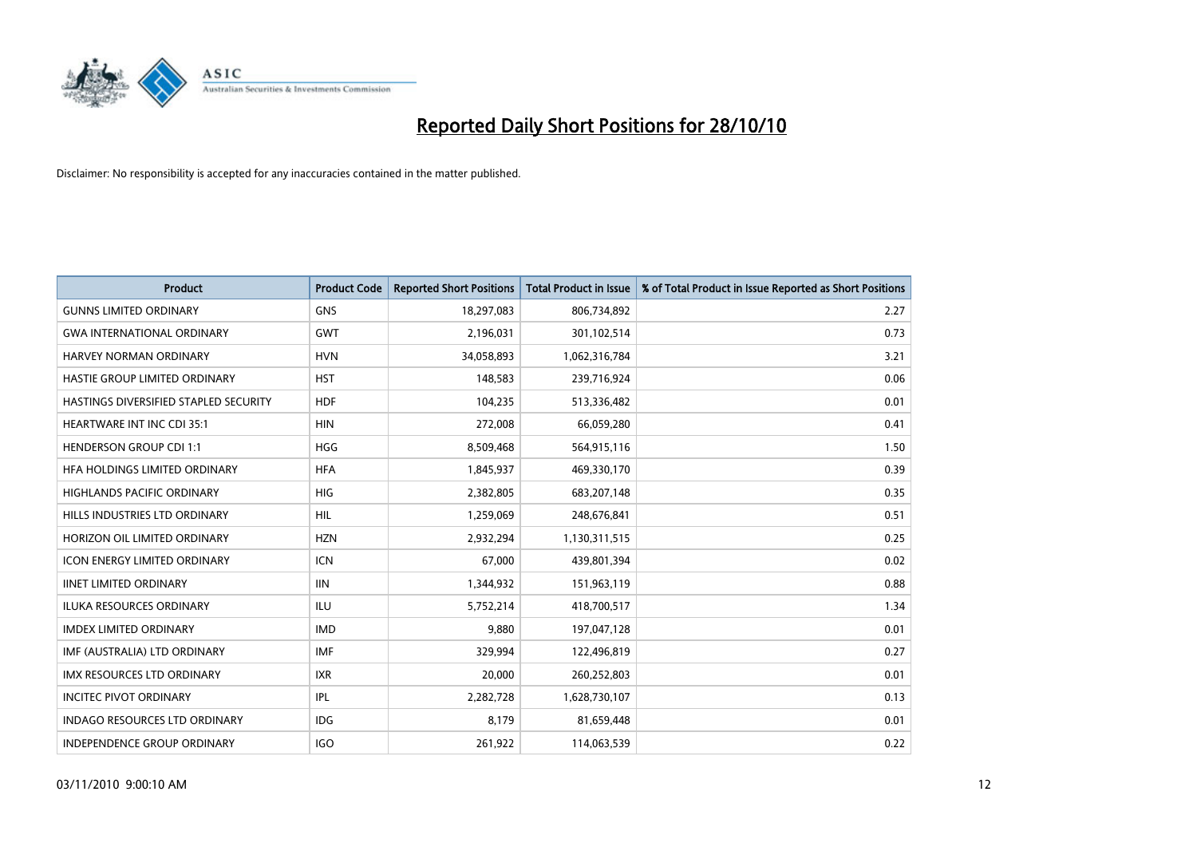# Reported Daily Short Positions for 28/10/10

Disclaimer: No responsibility is accepted for any inaccuracies contained in the matter published.

| Product | Product Code | Reported Short Positions | Total Product in Issue | % of Total Product in Issue Reported as Short Positions |
|---|---|---|---|---|
| GUNNS LIMITED ORDINARY | GNS | 18,297,083 | 806,734,892 | 2.27 |
| GWA INTERNATIONAL ORDINARY | GWT | 2,196,031 | 301,102,514 | 0.73 |
| HARVEY NORMAN ORDINARY | HVN | 34,058,893 | 1,062,316,784 | 3.21 |
| HASTIE GROUP LIMITED ORDINARY | HST | 148,583 | 239,716,924 | 0.06 |
| HASTINGS DIVERSIFIED STAPLED SECURITY | HDF | 104,235 | 513,336,482 | 0.01 |
| HEARTWARE INT INC CDI 35:1 | HIN | 272,008 | 66,059,280 | 0.41 |
| HENDERSON GROUP CDI 1:1 | HGG | 8,509,468 | 564,915,116 | 1.50 |
| HFA HOLDINGS LIMITED ORDINARY | HFA | 1,845,937 | 469,330,170 | 0.39 |
| HIGHLANDS PACIFIC ORDINARY | HIG | 2,382,805 | 683,207,148 | 0.35 |
| HILLS INDUSTRIES LTD ORDINARY | HIL | 1,259,069 | 248,676,841 | 0.51 |
| HORIZON OIL LIMITED ORDINARY | HZN | 2,932,294 | 1,130,311,515 | 0.25 |
| ICON ENERGY LIMITED ORDINARY | ICN | 67,000 | 439,801,394 | 0.02 |
| IINET LIMITED ORDINARY | IIN | 1,344,932 | 151,963,119 | 0.88 |
| ILUKA RESOURCES ORDINARY | ILU | 5,752,214 | 418,700,517 | 1.34 |
| IMDEX LIMITED ORDINARY | IMD | 9,880 | 197,047,128 | 0.01 |
| IMF (AUSTRALIA) LTD ORDINARY | IMF | 329,994 | 122,496,819 | 0.27 |
| IMX RESOURCES LTD ORDINARY | IXR | 20,000 | 260,252,803 | 0.01 |
| INCITEC PIVOT ORDINARY | IPL | 2,282,728 | 1,628,730,107 | 0.13 |
| INDAGO RESOURCES LTD ORDINARY | IDG | 8,179 | 81,659,448 | 0.01 |
| INDEPENDENCE GROUP ORDINARY | IGO | 261,922 | 114,063,539 | 0.22 |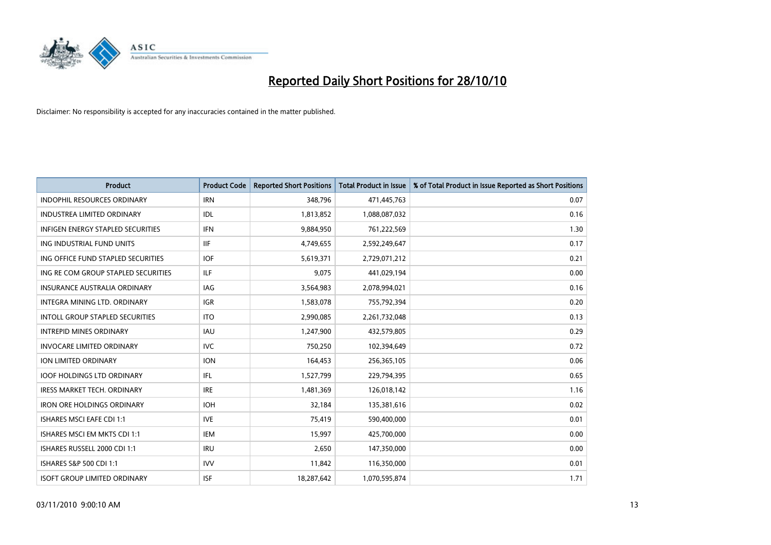# Reported Daily Short Positions for 28/10/10

Disclaimer: No responsibility is accepted for any inaccuracies contained in the matter published.

| Product | Product Code | Reported Short Positions | Total Product in Issue | % of Total Product in Issue Reported as Short Positions |
|---|---|---|---|---|
| INDOPHIL RESOURCES ORDINARY | IRN | 348,796 | 471,445,763 | 0.07 |
| INDUSTREA LIMITED ORDINARY | IDL | 1,813,852 | 1,088,087,032 | 0.16 |
| INFIGEN ENERGY STAPLED SECURITIES | IFN | 9,884,950 | 761,222,569 | 1.30 |
| ING INDUSTRIAL FUND UNITS | IIF | 4,749,655 | 2,592,249,647 | 0.17 |
| ING OFFICE FUND STAPLED SECURITIES | IOF | 5,619,371 | 2,729,071,212 | 0.21 |
| ING RE COM GROUP STAPLED SECURITIES | ILF | 9,075 | 441,029,194 | 0.00 |
| INSURANCE AUSTRALIA ORDINARY | IAG | 3,564,983 | 2,078,994,021 | 0.16 |
| INTEGRA MINING LTD. ORDINARY | IGR | 1,583,078 | 755,792,394 | 0.20 |
| INTOLL GROUP STAPLED SECURITIES | ITO | 2,990,085 | 2,261,732,048 | 0.13 |
| INTREPID MINES ORDINARY | IAU | 1,247,900 | 432,579,805 | 0.29 |
| INVOCARE LIMITED ORDINARY | IVC | 750,250 | 102,394,649 | 0.72 |
| ION LIMITED ORDINARY | ION | 164,453 | 256,365,105 | 0.06 |
| IOOF HOLDINGS LTD ORDINARY | IFL | 1,527,799 | 229,794,395 | 0.65 |
| IRESS MARKET TECH. ORDINARY | IRE | 1,481,369 | 126,018,142 | 1.16 |
| IRON ORE HOLDINGS ORDINARY | IOH | 32,184 | 135,381,616 | 0.02 |
| ISHARES MSCI EAFE CDI 1:1 | IVE | 75,419 | 590,400,000 | 0.01 |
| ISHARES MSCI EM MKTS CDI 1:1 | IEM | 15,997 | 425,700,000 | 0.00 |
| ISHARES RUSSELL 2000 CDI 1:1 | IRU | 2,650 | 147,350,000 | 0.00 |
| ISHARES S&P 500 CDI 1:1 | IVV | 11,842 | 116,350,000 | 0.01 |
| ISOFT GROUP LIMITED ORDINARY | ISF | 18,287,642 | 1,070,595,874 | 1.71 |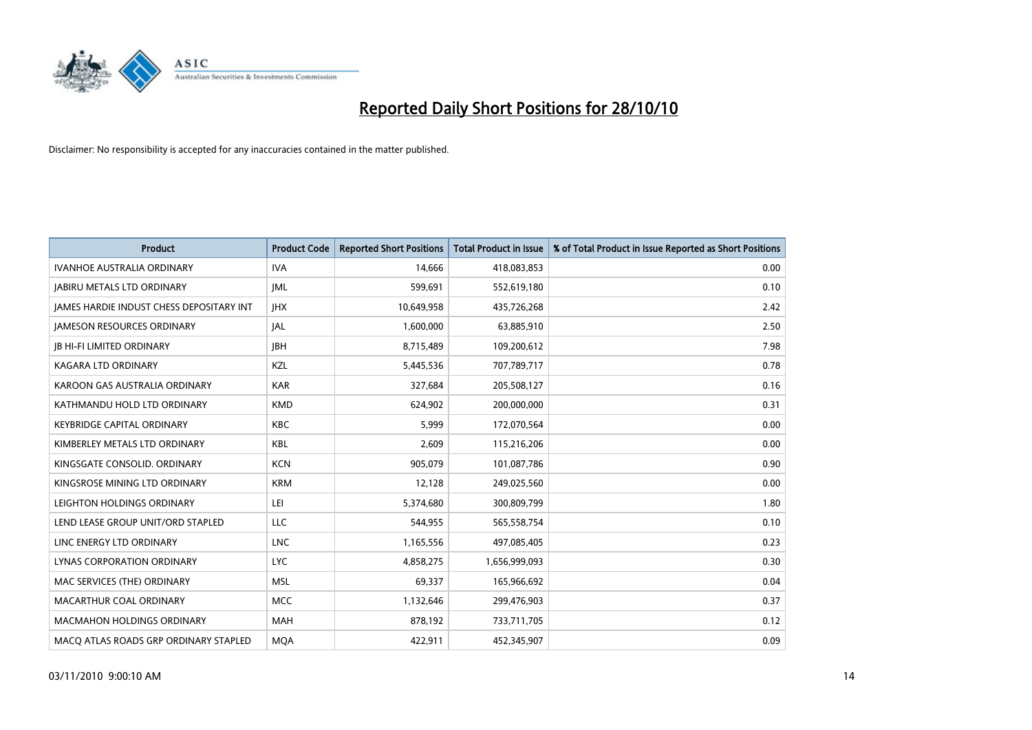# Reported Daily Short Positions for 28/10/10

Disclaimer: No responsibility is accepted for any inaccuracies contained in the matter published.

| Product | Product Code | Reported Short Positions | Total Product in Issue | % of Total Product in Issue Reported as Short Positions |
|---|---|---|---|---|
| IVANHOE AUSTRALIA ORDINARY | IVA | 14,666 | 418,083,853 | 0.00 |
| JABIRU METALS LTD ORDINARY | JML | 599,691 | 552,619,180 | 0.10 |
| JAMES HARDIE INDUST CHESS DEPOSITARY INT | JHX | 10,649,958 | 435,726,268 | 2.42 |
| JAMESON RESOURCES ORDINARY | JAL | 1,600,000 | 63,885,910 | 2.50 |
| JB HI-FI LIMITED ORDINARY | JBH | 8,715,489 | 109,200,612 | 7.98 |
| KAGARA LTD ORDINARY | KZL | 5,445,536 | 707,789,717 | 0.78 |
| KAROON GAS AUSTRALIA ORDINARY | KAR | 327,684 | 205,508,127 | 0.16 |
| KATHMANDU HOLD LTD ORDINARY | KMD | 624,902 | 200,000,000 | 0.31 |
| KEYBRIDGE CAPITAL ORDINARY | KBC | 5,999 | 172,070,564 | 0.00 |
| KIMBERLEY METALS LTD ORDINARY | KBL | 2,609 | 115,216,206 | 0.00 |
| KINGSGATE CONSOLID. ORDINARY | KCN | 905,079 | 101,087,786 | 0.90 |
| KINGSROSE MINING LTD ORDINARY | KRM | 12,128 | 249,025,560 | 0.00 |
| LEIGHTON HOLDINGS ORDINARY | LEI | 5,374,680 | 300,809,799 | 1.80 |
| LEND LEASE GROUP UNIT/ORD STAPLED | LLC | 544,955 | 565,558,754 | 0.10 |
| LINC ENERGY LTD ORDINARY | LNC | 1,165,556 | 497,085,405 | 0.23 |
| LYNAS CORPORATION ORDINARY | LYC | 4,858,275 | 1,656,999,093 | 0.30 |
| MAC SERVICES (THE) ORDINARY | MSL | 69,337 | 165,966,692 | 0.04 |
| MACARTHUR COAL ORDINARY | MCC | 1,132,646 | 299,476,903 | 0.37 |
| MACMAHON HOLDINGS ORDINARY | MAH | 878,192 | 733,711,705 | 0.12 |
| MACQ ATLAS ROADS GRP ORDINARY STAPLED | MQA | 422,911 | 452,345,907 | 0.09 |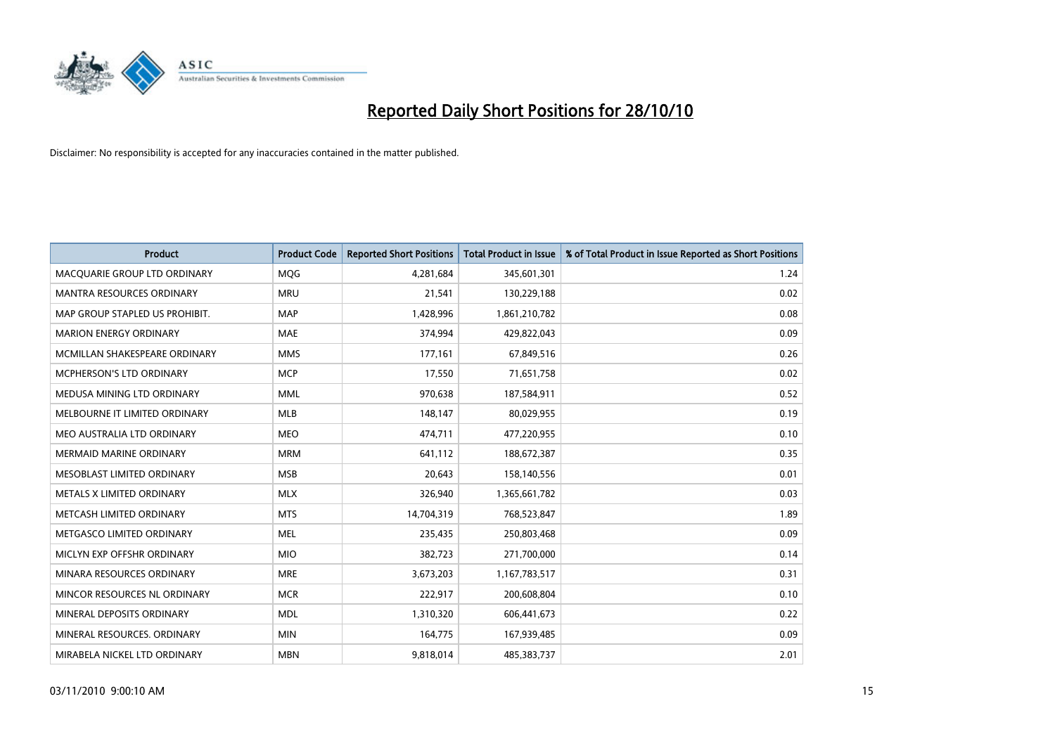# Reported Daily Short Positions for 28/10/10

Disclaimer: No responsibility is accepted for any inaccuracies contained in the matter published.

| Product | Product Code | Reported Short Positions | Total Product in Issue | % of Total Product in Issue Reported as Short Positions |
|---|---|---|---|---|
| MACQUARIE GROUP LTD ORDINARY | MQG | 4,281,684 | 345,601,301 | 1.24 |
| MANTRA RESOURCES ORDINARY | MRU | 21,541 | 130,229,188 | 0.02 |
| MAP GROUP STAPLED US PROHIBIT. | MAP | 1,428,996 | 1,861,210,782 | 0.08 |
| MARION ENERGY ORDINARY | MAE | 374,994 | 429,822,043 | 0.09 |
| MCMILLAN SHAKESPEARE ORDINARY | MMS | 177,161 | 67,849,516 | 0.26 |
| MCPHERSON'S LTD ORDINARY | MCP | 17,550 | 71,651,758 | 0.02 |
| MEDUSA MINING LTD ORDINARY | MML | 970,638 | 187,584,911 | 0.52 |
| MELBOURNE IT LIMITED ORDINARY | MLB | 148,147 | 80,029,955 | 0.19 |
| MEO AUSTRALIA LTD ORDINARY | MEO | 474,711 | 477,220,955 | 0.10 |
| MERMAID MARINE ORDINARY | MRM | 641,112 | 188,672,387 | 0.35 |
| MESOBLAST LIMITED ORDINARY | MSB | 20,643 | 158,140,556 | 0.01 |
| METALS X LIMITED ORDINARY | MLX | 326,940 | 1,365,661,782 | 0.03 |
| METCASH LIMITED ORDINARY | MTS | 14,704,319 | 768,523,847 | 1.89 |
| METGASCO LIMITED ORDINARY | MEL | 235,435 | 250,803,468 | 0.09 |
| MICLYN EXP OFFSHR ORDINARY | MIO | 382,723 | 271,700,000 | 0.14 |
| MINARA RESOURCES ORDINARY | MRE | 3,673,203 | 1,167,783,517 | 0.31 |
| MINCOR RESOURCES NL ORDINARY | MCR | 222,917 | 200,608,804 | 0.10 |
| MINERAL DEPOSITS ORDINARY | MDL | 1,310,320 | 606,441,673 | 0.22 |
| MINERAL RESOURCES. ORDINARY | MIN | 164,775 | 167,939,485 | 0.09 |
| MIRABELA NICKEL LTD ORDINARY | MBN | 9,818,014 | 485,383,737 | 2.01 |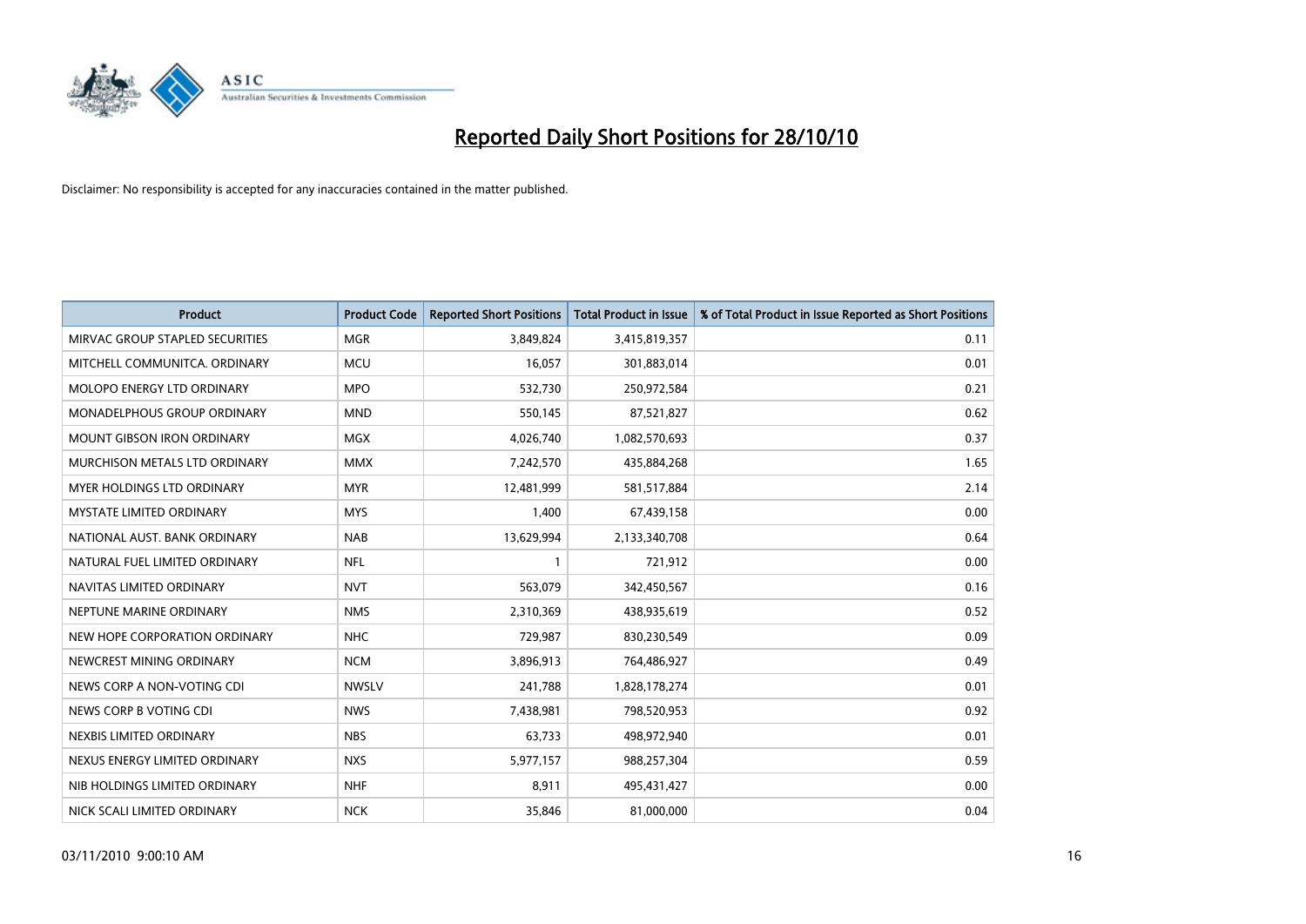# Reported Daily Short Positions for 28/10/10

Disclaimer: No responsibility is accepted for any inaccuracies contained in the matter published.

| Product | Product Code | Reported Short Positions | Total Product in Issue | % of Total Product in Issue Reported as Short Positions |
|---|---|---|---|---|
| MIRVAC GROUP STAPLED SECURITIES | MGR | 3,849,824 | 3,415,819,357 | 0.11 |
| MITCHELL COMMUNITCA. ORDINARY | MCU | 16,057 | 301,883,014 | 0.01 |
| MOLOPO ENERGY LTD ORDINARY | MPO | 532,730 | 250,972,584 | 0.21 |
| MONADELPHOUS GROUP ORDINARY | MND | 550,145 | 87,521,827 | 0.62 |
| MOUNT GIBSON IRON ORDINARY | MGX | 4,026,740 | 1,082,570,693 | 0.37 |
| MURCHISON METALS LTD ORDINARY | MMX | 7,242,570 | 435,884,268 | 1.65 |
| MYER HOLDINGS LTD ORDINARY | MYR | 12,481,999 | 581,517,884 | 2.14 |
| MYSTATE LIMITED ORDINARY | MYS | 1,400 | 67,439,158 | 0.00 |
| NATIONAL AUST. BANK ORDINARY | NAB | 13,629,994 | 2,133,340,708 | 0.64 |
| NATURAL FUEL LIMITED ORDINARY | NFL | 1 | 721,912 | 0.00 |
| NAVITAS LIMITED ORDINARY | NVT | 563,079 | 342,450,567 | 0.16 |
| NEPTUNE MARINE ORDINARY | NMS | 2,310,369 | 438,935,619 | 0.52 |
| NEW HOPE CORPORATION ORDINARY | NHC | 729,987 | 830,230,549 | 0.09 |
| NEWCREST MINING ORDINARY | NCM | 3,896,913 | 764,486,927 | 0.49 |
| NEWS CORP A NON-VOTING CDI | NWSLV | 241,788 | 1,828,178,274 | 0.01 |
| NEWS CORP B VOTING CDI | NWS | 7,438,981 | 798,520,953 | 0.92 |
| NEXBIS LIMITED ORDINARY | NBS | 63,733 | 498,972,940 | 0.01 |
| NEXUS ENERGY LIMITED ORDINARY | NXS | 5,977,157 | 988,257,304 | 0.59 |
| NIB HOLDINGS LIMITED ORDINARY | NHF | 8,911 | 495,431,427 | 0.00 |
| NICK SCALI LIMITED ORDINARY | NCK | 35,846 | 81,000,000 | 0.04 |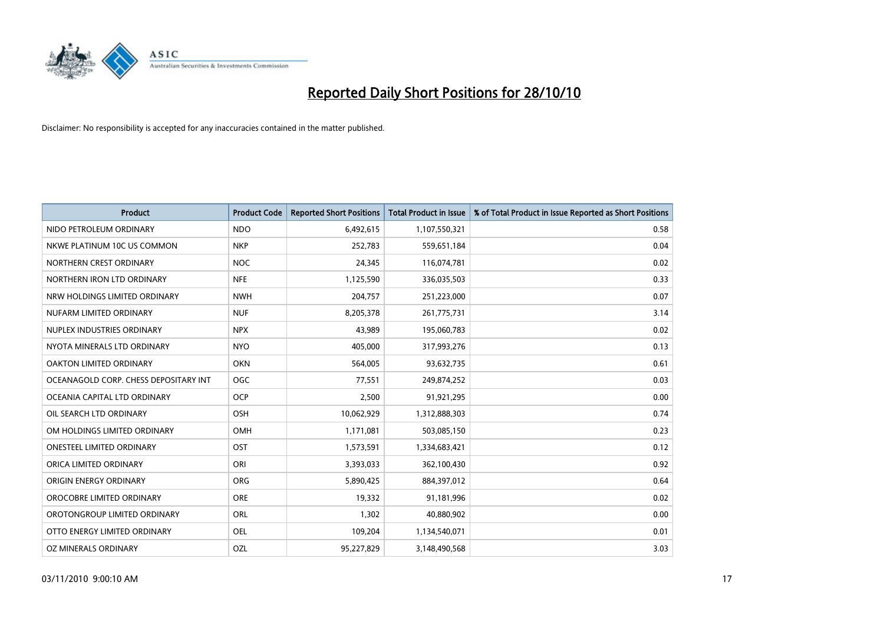# Reported Daily Short Positions for 28/10/10

Disclaimer: No responsibility is accepted for any inaccuracies contained in the matter published.

| Product | Product Code | Reported Short Positions | Total Product in Issue | % of Total Product in Issue Reported as Short Positions |
|---|---|---|---|---|
| NIDO PETROLEUM ORDINARY | NDO | 6,492,615 | 1,107,550,321 | 0.58 |
| NKWE PLATINUM 10C US COMMON | NKP | 252,783 | 559,651,184 | 0.04 |
| NORTHERN CREST ORDINARY | NOC | 24,345 | 116,074,781 | 0.02 |
| NORTHERN IRON LTD ORDINARY | NFE | 1,125,590 | 336,035,503 | 0.33 |
| NRW HOLDINGS LIMITED ORDINARY | NWH | 204,757 | 251,223,000 | 0.07 |
| NUFARM LIMITED ORDINARY | NUF | 8,205,378 | 261,775,731 | 3.14 |
| NUPLEX INDUSTRIES ORDINARY | NPX | 43,989 | 195,060,783 | 0.02 |
| NYOTA MINERALS LTD ORDINARY | NYO | 405,000 | 317,993,276 | 0.13 |
| OAKTON LIMITED ORDINARY | OKN | 564,005 | 93,632,735 | 0.61 |
| OCEANAGOLD CORP. CHESS DEPOSITARY INT | OGC | 77,551 | 249,874,252 | 0.03 |
| OCEANIA CAPITAL LTD ORDINARY | OCP | 2,500 | 91,921,295 | 0.00 |
| OIL SEARCH LTD ORDINARY | OSH | 10,062,929 | 1,312,888,303 | 0.74 |
| OM HOLDINGS LIMITED ORDINARY | OMH | 1,171,081 | 503,085,150 | 0.23 |
| ONESTEEL LIMITED ORDINARY | OST | 1,573,591 | 1,334,683,421 | 0.12 |
| ORICA LIMITED ORDINARY | ORI | 3,393,033 | 362,100,430 | 0.92 |
| ORIGIN ENERGY ORDINARY | ORG | 5,890,425 | 884,397,012 | 0.64 |
| OROCOBRE LIMITED ORDINARY | ORE | 19,332 | 91,181,996 | 0.02 |
| OROTONGROUP LIMITED ORDINARY | ORL | 1,302 | 40,880,902 | 0.00 |
| OTTO ENERGY LIMITED ORDINARY | OEL | 109,204 | 1,134,540,071 | 0.01 |
| OZ MINERALS ORDINARY | OZL | 95,227,829 | 3,148,490,568 | 3.03 |

03/11/2010 9:00:10 AM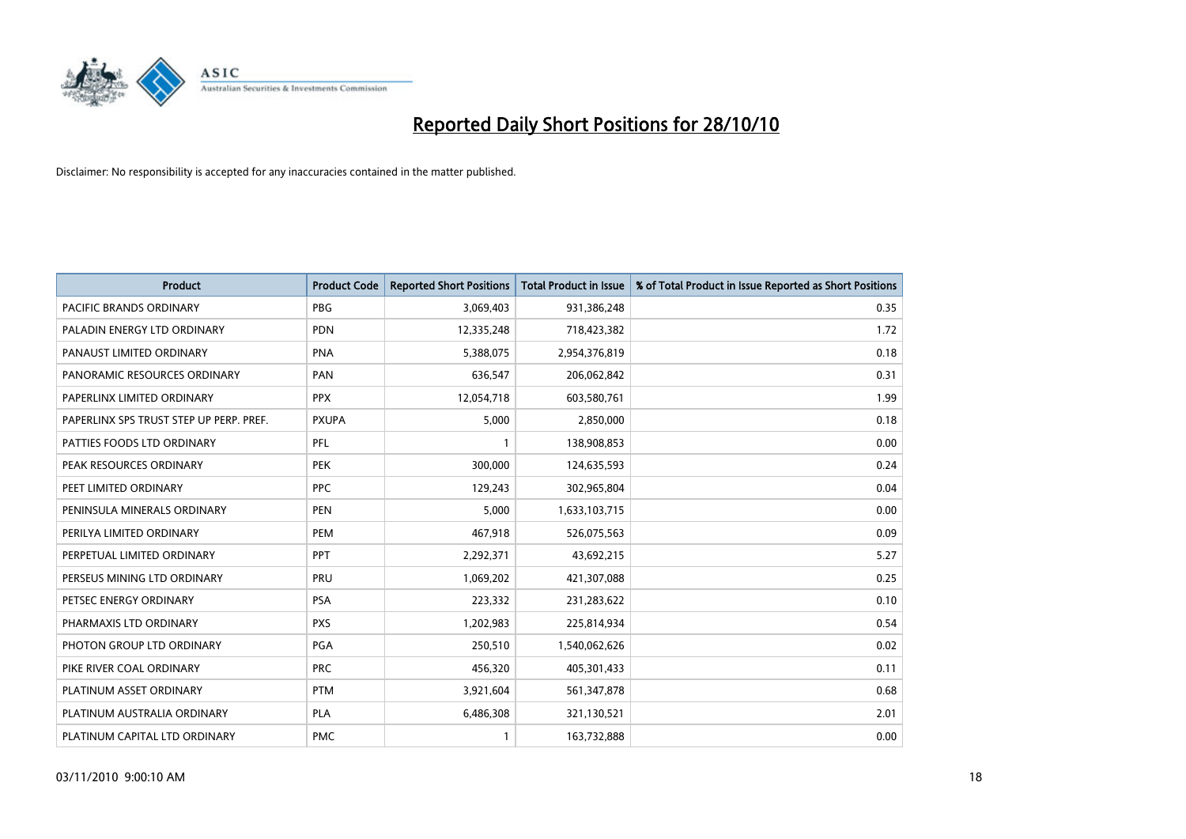# Reported Daily Short Positions for 28/10/10

Disclaimer: No responsibility is accepted for any inaccuracies contained in the matter published.

| Product | Product Code | Reported Short Positions | Total Product in Issue | % of Total Product in Issue Reported as Short Positions |
|---|---|---|---|---|
| PACIFIC BRANDS ORDINARY | PBG | 3,069,403 | 931,386,248 | 0.35 |
| PALADIN ENERGY LTD ORDINARY | PDN | 12,335,248 | 718,423,382 | 1.72 |
| PANAUST LIMITED ORDINARY | PNA | 5,388,075 | 2,954,376,819 | 0.18 |
| PANORAMIC RESOURCES ORDINARY | PAN | 636,547 | 206,062,842 | 0.31 |
| PAPERLINX LIMITED ORDINARY | PPX | 12,054,718 | 603,580,761 | 1.99 |
| PAPERLINX SPS TRUST STEP UP PERP. PREF. | PXUPA | 5,000 | 2,850,000 | 0.18 |
| PATTIES FOODS LTD ORDINARY | PFL | 1 | 138,908,853 | 0.00 |
| PEAK RESOURCES ORDINARY | PEK | 300,000 | 124,635,593 | 0.24 |
| PEET LIMITED ORDINARY | PPC | 129,243 | 302,965,804 | 0.04 |
| PENINSULA MINERALS ORDINARY | PEN | 5,000 | 1,633,103,715 | 0.00 |
| PERILYA LIMITED ORDINARY | PEM | 467,918 | 526,075,563 | 0.09 |
| PERPETUAL LIMITED ORDINARY | PPT | 2,292,371 | 43,692,215 | 5.27 |
| PERSEUS MINING LTD ORDINARY | PRU | 1,069,202 | 421,307,088 | 0.25 |
| PETSEC ENERGY ORDINARY | PSA | 223,332 | 231,283,622 | 0.10 |
| PHARMAXIS LTD ORDINARY | PXS | 1,202,983 | 225,814,934 | 0.54 |
| PHOTON GROUP LTD ORDINARY | PGA | 250,510 | 1,540,062,626 | 0.02 |
| PIKE RIVER COAL ORDINARY | PRC | 456,320 | 405,301,433 | 0.11 |
| PLATINUM ASSET ORDINARY | PTM | 3,921,604 | 561,347,878 | 0.68 |
| PLATINUM AUSTRALIA ORDINARY | PLA | 6,486,308 | 321,130,521 | 2.01 |
| PLATINUM CAPITAL LTD ORDINARY | PMC | 1 | 163,732,888 | 0.00 |

03/11/2010 9:00:10 AM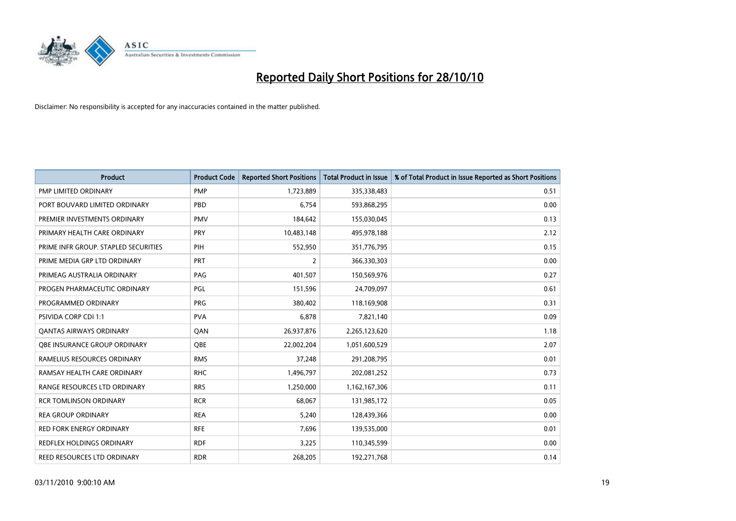# Reported Daily Short Positions for 28/10/10

Disclaimer: No responsibility is accepted for any inaccuracies contained in the matter published.

| Product | Product Code | Reported Short Positions | Total Product in Issue | % of Total Product in Issue Reported as Short Positions |
|---|---|---|---|---|
| PMP LIMITED ORDINARY | PMP | 1,723,889 | 335,338,483 | 0.51 |
| PORT BOUVARD LIMITED ORDINARY | PBD | 6,754 | 593,868,295 | 0.00 |
| PREMIER INVESTMENTS ORDINARY | PMV | 184,642 | 155,030,045 | 0.13 |
| PRIMARY HEALTH CARE ORDINARY | PRY | 10,483,148 | 495,978,188 | 2.12 |
| PRIME INFR GROUP. STAPLED SECURITIES | PIH | 552,950 | 351,776,795 | 0.15 |
| PRIME MEDIA GRP LTD ORDINARY | PRT | 2 | 366,330,303 | 0.00 |
| PRIMEAG AUSTRALIA ORDINARY | PAG | 401,507 | 150,569,976 | 0.27 |
| PROGEN PHARMACEUTIC ORDINARY | PGL | 151,596 | 24,709,097 | 0.61 |
| PROGRAMMED ORDINARY | PRG | 380,402 | 118,169,908 | 0.31 |
| PSIVIDA CORP CDI 1:1 | PVA | 6,878 | 7,821,140 | 0.09 |
| QANTAS AIRWAYS ORDINARY | QAN | 26,937,876 | 2,265,123,620 | 1.18 |
| QBE INSURANCE GROUP ORDINARY | QBE | 22,002,204 | 1,051,600,529 | 2.07 |
| RAMELIUS RESOURCES ORDINARY | RMS | 37,248 | 291,208,795 | 0.01 |
| RAMSAY HEALTH CARE ORDINARY | RHC | 1,496,797 | 202,081,252 | 0.73 |
| RANGE RESOURCES LTD ORDINARY | RRS | 1,250,000 | 1,162,167,306 | 0.11 |
| RCR TOMLINSON ORDINARY | RCR | 68,067 | 131,985,172 | 0.05 |
| REA GROUP ORDINARY | REA | 5,240 | 128,439,366 | 0.00 |
| RED FORK ENERGY ORDINARY | RFE | 7,696 | 139,535,000 | 0.01 |
| REDFLEX HOLDINGS ORDINARY | RDF | 3,225 | 110,345,599 | 0.00 |
| REED RESOURCES LTD ORDINARY | RDR | 268,205 | 192,271,768 | 0.14 |

03/11/2010 9:00:10 AM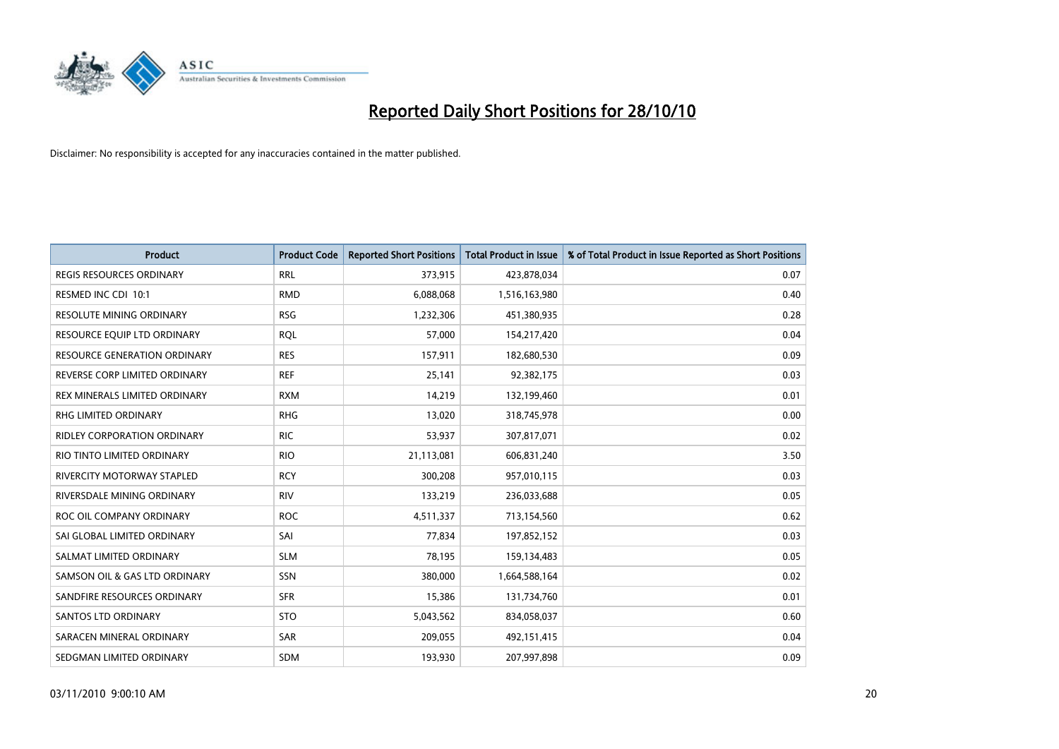# Reported Daily Short Positions for 28/10/10

Disclaimer: No responsibility is accepted for any inaccuracies contained in the matter published.

| Product | Product Code | Reported Short Positions | Total Product in Issue | % of Total Product in Issue Reported as Short Positions |
|---|---|---|---|---|
| REGIS RESOURCES ORDINARY | RRL | 373,915 | 423,878,034 | 0.07 |
| RESMED INC CDI 10:1 | RMD | 6,088,068 | 1,516,163,980 | 0.40 |
| RESOLUTE MINING ORDINARY | RSG | 1,232,306 | 451,380,935 | 0.28 |
| RESOURCE EQUIP LTD ORDINARY | RQL | 57,000 | 154,217,420 | 0.04 |
| RESOURCE GENERATION ORDINARY | RES | 157,911 | 182,680,530 | 0.09 |
| REVERSE CORP LIMITED ORDINARY | REF | 25,141 | 92,382,175 | 0.03 |
| REX MINERALS LIMITED ORDINARY | RXM | 14,219 | 132,199,460 | 0.01 |
| RHG LIMITED ORDINARY | RHG | 13,020 | 318,745,978 | 0.00 |
| RIDLEY CORPORATION ORDINARY | RIC | 53,937 | 307,817,071 | 0.02 |
| RIO TINTO LIMITED ORDINARY | RIO | 21,113,081 | 606,831,240 | 3.50 |
| RIVERCITY MOTORWAY STAPLED | RCY | 300,208 | 957,010,115 | 0.03 |
| RIVERSDALE MINING ORDINARY | RIV | 133,219 | 236,033,688 | 0.05 |
| ROC OIL COMPANY ORDINARY | ROC | 4,511,337 | 713,154,560 | 0.62 |
| SAI GLOBAL LIMITED ORDINARY | SAI | 77,834 | 197,852,152 | 0.03 |
| SALMAT LIMITED ORDINARY | SLM | 78,195 | 159,134,483 | 0.05 |
| SAMSON OIL & GAS LTD ORDINARY | SSN | 380,000 | 1,664,588,164 | 0.02 |
| SANDFIRE RESOURCES ORDINARY | SFR | 15,386 | 131,734,760 | 0.01 |
| SANTOS LTD ORDINARY | STO | 5,043,562 | 834,058,037 | 0.60 |
| SARACEN MINERAL ORDINARY | SAR | 209,055 | 492,151,415 | 0.04 |
| SEDGMAN LIMITED ORDINARY | SDM | 193,930 | 207,997,898 | 0.09 |

03/11/2010 9:00:10 AM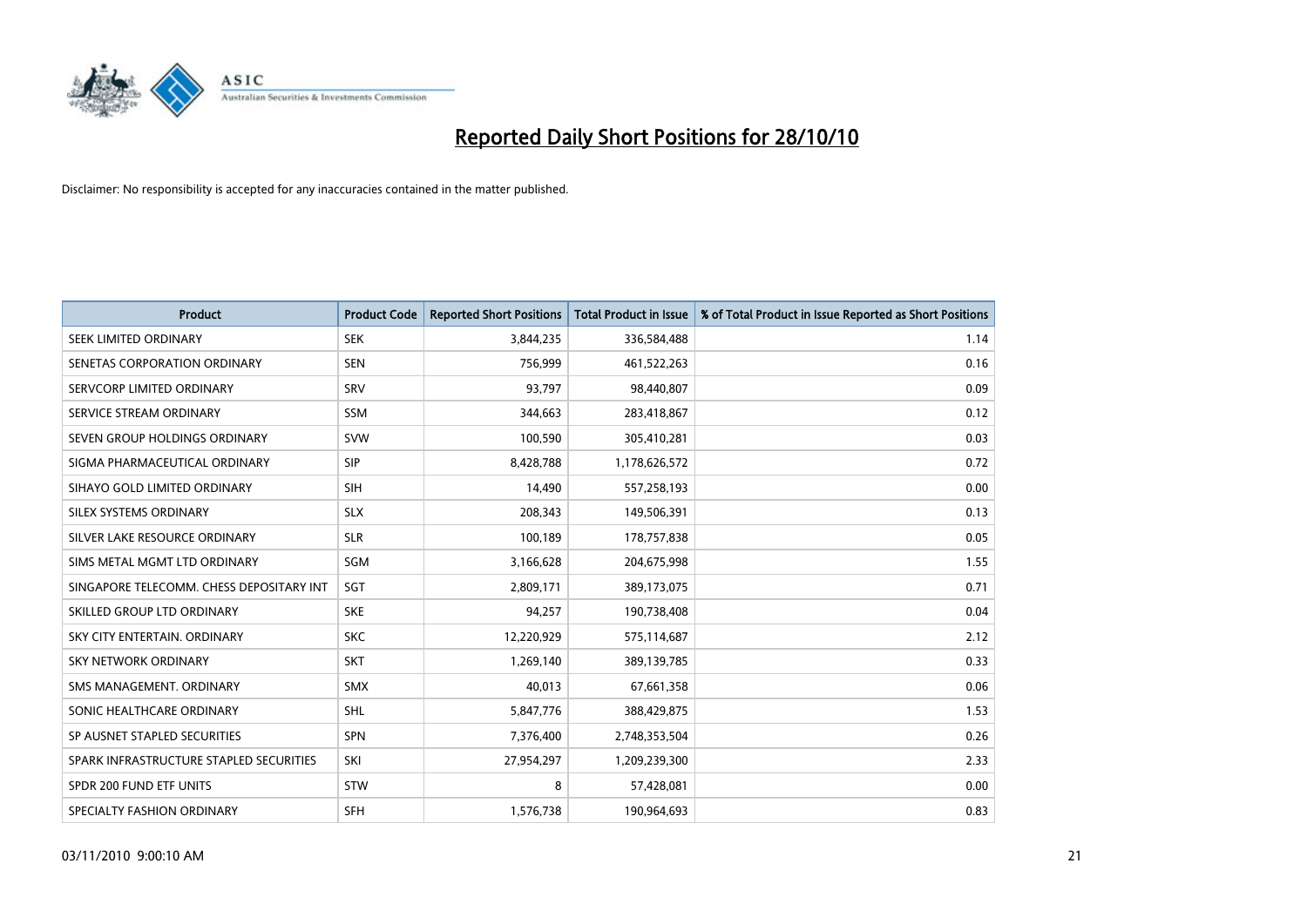# Reported Daily Short Positions for 28/10/10

Disclaimer: No responsibility is accepted for any inaccuracies contained in the matter published.

| Product | Product Code | Reported Short Positions | Total Product in Issue | % of Total Product in Issue Reported as Short Positions |
|---|---|---|---|---|
| SEEK LIMITED ORDINARY | SEK | 3,844,235 | 336,584,488 | 1.14 |
| SENETAS CORPORATION ORDINARY | SEN | 756,999 | 461,522,263 | 0.16 |
| SERVCORP LIMITED ORDINARY | SRV | 93,797 | 98,440,807 | 0.09 |
| SERVICE STREAM ORDINARY | SSM | 344,663 | 283,418,867 | 0.12 |
| SEVEN GROUP HOLDINGS ORDINARY | SVW | 100,590 | 305,410,281 | 0.03 |
| SIGMA PHARMACEUTICAL ORDINARY | SIP | 8,428,788 | 1,178,626,572 | 0.72 |
| SIHAYO GOLD LIMITED ORDINARY | SIH | 14,490 | 557,258,193 | 0.00 |
| SILEX SYSTEMS ORDINARY | SLX | 208,343 | 149,506,391 | 0.13 |
| SILVER LAKE RESOURCE ORDINARY | SLR | 100,189 | 178,757,838 | 0.05 |
| SIMS METAL MGMT LTD ORDINARY | SGM | 3,166,628 | 204,675,998 | 1.55 |
| SINGAPORE TELECOMM. CHESS DEPOSITARY INT | SGT | 2,809,171 | 389,173,075 | 0.71 |
| SKILLED GROUP LTD ORDINARY | SKE | 94,257 | 190,738,408 | 0.04 |
| SKY CITY ENTERTAIN. ORDINARY | SKC | 12,220,929 | 575,114,687 | 2.12 |
| SKY NETWORK ORDINARY | SKT | 1,269,140 | 389,139,785 | 0.33 |
| SMS MANAGEMENT. ORDINARY | SMX | 40,013 | 67,661,358 | 0.06 |
| SONIC HEALTHCARE ORDINARY | SHL | 5,847,776 | 388,429,875 | 1.53 |
| SP AUSNET STAPLED SECURITIES | SPN | 7,376,400 | 2,748,353,504 | 0.26 |
| SPARK INFRASTRUCTURE STAPLED SECURITIES | SKI | 27,954,297 | 1,209,239,300 | 2.33 |
| SPDR 200 FUND ETF UNITS | STW | 8 | 57,428,081 | 0.00 |
| SPECIALTY FASHION ORDINARY | SFH | 1,576,738 | 190,964,693 | 0.83 |

03/11/2010 9:00:10 AM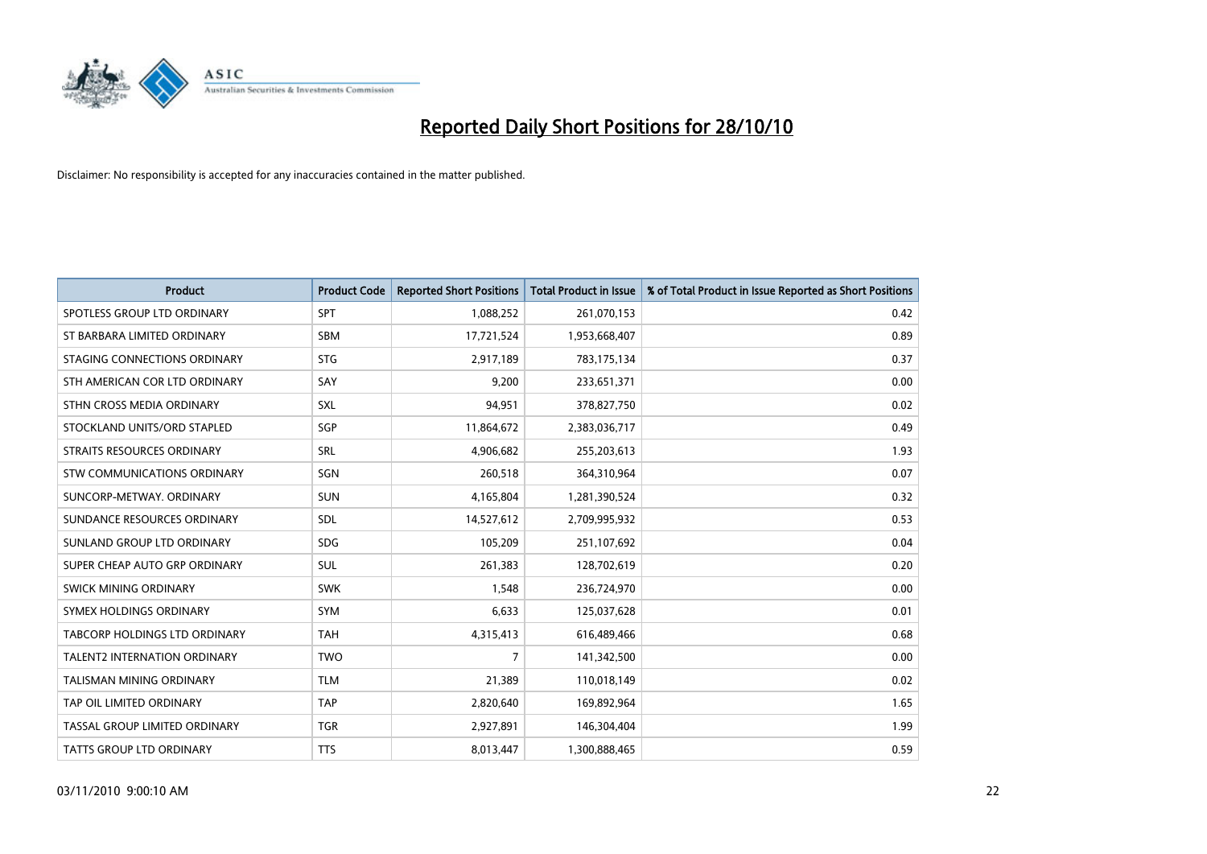# Reported Daily Short Positions for 28/10/10

Disclaimer: No responsibility is accepted for any inaccuracies contained in the matter published.

| Product | Product Code | Reported Short Positions | Total Product in Issue | % of Total Product in Issue Reported as Short Positions |
|---|---|---|---|---|
| SPOTLESS GROUP LTD ORDINARY | SPT | 1,088,252 | 261,070,153 | 0.42 |
| ST BARBARA LIMITED ORDINARY | SBM | 17,721,524 | 1,953,668,407 | 0.89 |
| STAGING CONNECTIONS ORDINARY | STG | 2,917,189 | 783,175,134 | 0.37 |
| STH AMERICAN COR LTD ORDINARY | SAY | 9,200 | 233,651,371 | 0.00 |
| STHN CROSS MEDIA ORDINARY | SXL | 94,951 | 378,827,750 | 0.02 |
| STOCKLAND UNITS/ORD STAPLED | SGP | 11,864,672 | 2,383,036,717 | 0.49 |
| STRAITS RESOURCES ORDINARY | SRL | 4,906,682 | 255,203,613 | 1.93 |
| STW COMMUNICATIONS ORDINARY | SGN | 260,518 | 364,310,964 | 0.07 |
| SUNCORP-METWAY. ORDINARY | SUN | 4,165,804 | 1,281,390,524 | 0.32 |
| SUNDANCE RESOURCES ORDINARY | SDL | 14,527,612 | 2,709,995,932 | 0.53 |
| SUNLAND GROUP LTD ORDINARY | SDG | 105,209 | 251,107,692 | 0.04 |
| SUPER CHEAP AUTO GRP ORDINARY | SUL | 261,383 | 128,702,619 | 0.20 |
| SWICK MINING ORDINARY | SWK | 1,548 | 236,724,970 | 0.00 |
| SYMEX HOLDINGS ORDINARY | SYM | 6,633 | 125,037,628 | 0.01 |
| TABCORP HOLDINGS LTD ORDINARY | TAH | 4,315,413 | 616,489,466 | 0.68 |
| TALENT2 INTERNATION ORDINARY | TWO | 7 | 141,342,500 | 0.00 |
| TALISMAN MINING ORDINARY | TLM | 21,389 | 110,018,149 | 0.02 |
| TAP OIL LIMITED ORDINARY | TAP | 2,820,640 | 169,892,964 | 1.65 |
| TASSAL GROUP LIMITED ORDINARY | TGR | 2,927,891 | 146,304,404 | 1.99 |
| TATTS GROUP LTD ORDINARY | TTS | 8,013,447 | 1,300,888,465 | 0.59 |

03/11/2010 9:00:10 AM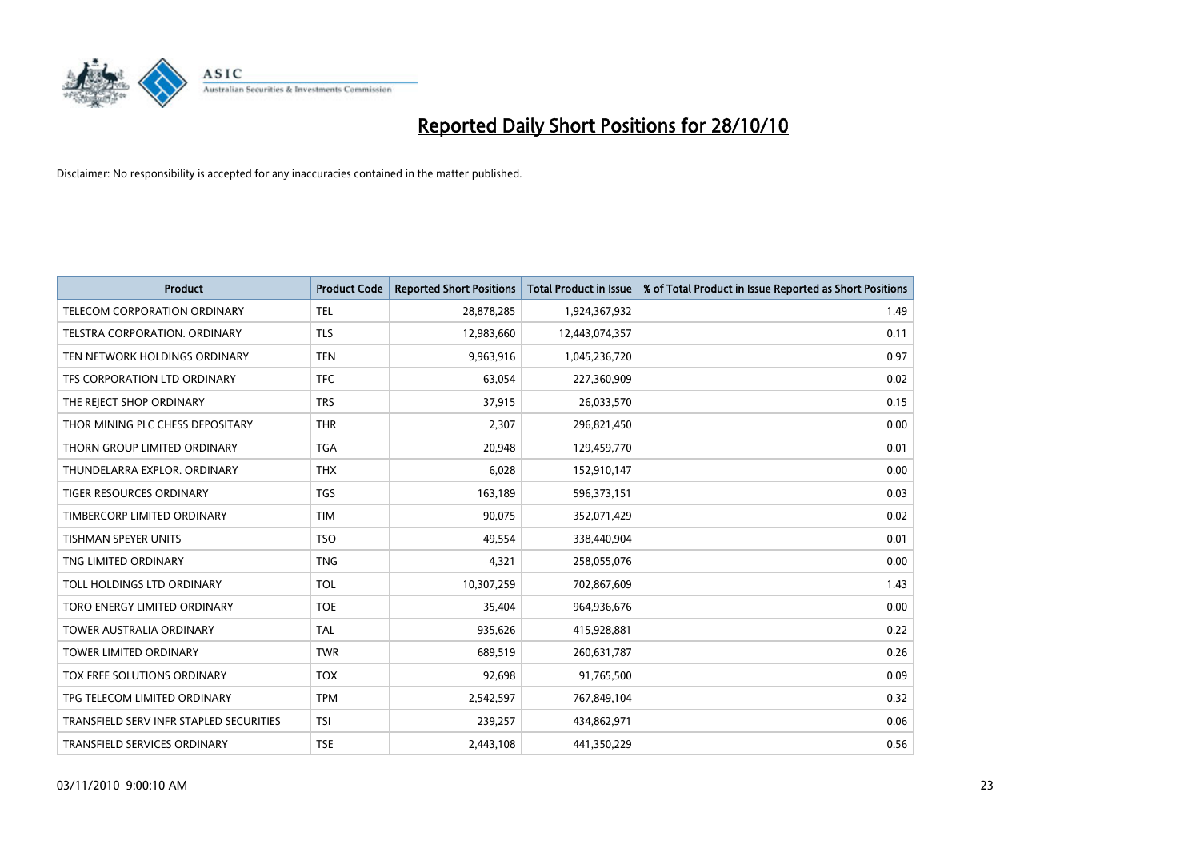# Reported Daily Short Positions for 28/10/10

Disclaimer: No responsibility is accepted for any inaccuracies contained in the matter published.

| Product | Product Code | Reported Short Positions | Total Product in Issue | % of Total Product in Issue Reported as Short Positions |
|---|---|---|---|---|
| TELECOM CORPORATION ORDINARY | TEL | 28,878,285 | 1,924,367,932 | 1.49 |
| TELSTRA CORPORATION. ORDINARY | TLS | 12,983,660 | 12,443,074,357 | 0.11 |
| TEN NETWORK HOLDINGS ORDINARY | TEN | 9,963,916 | 1,045,236,720 | 0.97 |
| TFS CORPORATION LTD ORDINARY | TFC | 63,054 | 227,360,909 | 0.02 |
| THE REJECT SHOP ORDINARY | TRS | 37,915 | 26,033,570 | 0.15 |
| THOR MINING PLC CHESS DEPOSITARY | THR | 2,307 | 296,821,450 | 0.00 |
| THORN GROUP LIMITED ORDINARY | TGA | 20,948 | 129,459,770 | 0.01 |
| THUNDELARRA EXPLOR. ORDINARY | THX | 6,028 | 152,910,147 | 0.00 |
| TIGER RESOURCES ORDINARY | TGS | 163,189 | 596,373,151 | 0.03 |
| TIMBERCORP LIMITED ORDINARY | TIM | 90,075 | 352,071,429 | 0.02 |
| TISHMAN SPEYER UNITS | TSO | 49,554 | 338,440,904 | 0.01 |
| TNG LIMITED ORDINARY | TNG | 4,321 | 258,055,076 | 0.00 |
| TOLL HOLDINGS LTD ORDINARY | TOL | 10,307,259 | 702,867,609 | 1.43 |
| TORO ENERGY LIMITED ORDINARY | TOE | 35,404 | 964,936,676 | 0.00 |
| TOWER AUSTRALIA ORDINARY | TAL | 935,626 | 415,928,881 | 0.22 |
| TOWER LIMITED ORDINARY | TWR | 689,519 | 260,631,787 | 0.26 |
| TOX FREE SOLUTIONS ORDINARY | TOX | 92,698 | 91,765,500 | 0.09 |
| TPG TELECOM LIMITED ORDINARY | TPM | 2,542,597 | 767,849,104 | 0.32 |
| TRANSFIELD SERV INFR STAPLED SECURITIES | TSI | 239,257 | 434,862,971 | 0.06 |
| TRANSFIELD SERVICES ORDINARY | TSE | 2,443,108 | 441,350,229 | 0.56 |

03/11/2010 9:00:10 AM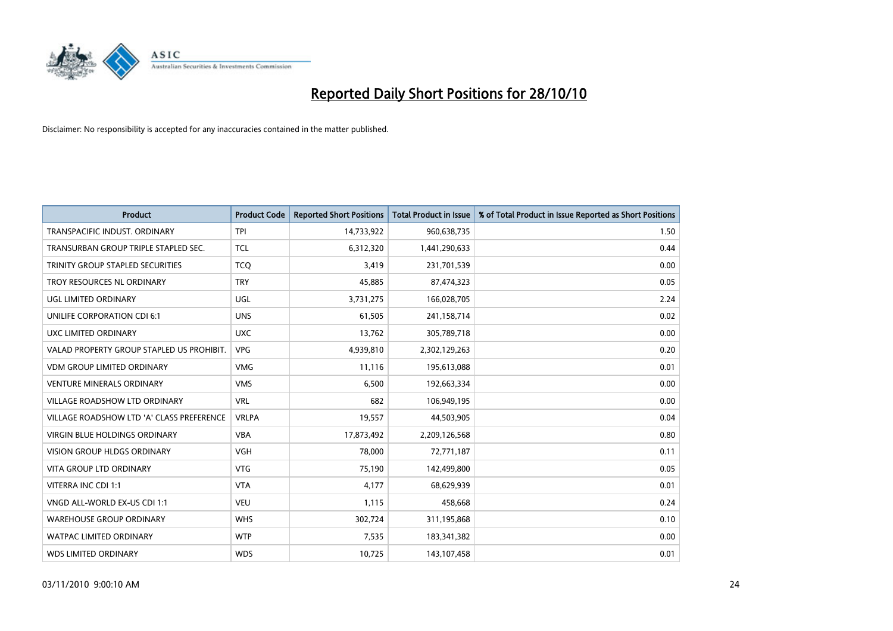# Reported Daily Short Positions for 28/10/10

Disclaimer: No responsibility is accepted for any inaccuracies contained in the matter published.

| Product | Product Code | Reported Short Positions | Total Product in Issue | % of Total Product in Issue Reported as Short Positions |
|---|---|---|---|---|
| TRANSPACIFIC INDUST. ORDINARY | TPI | 14,733,922 | 960,638,735 | 1.50 |
| TRANSURBAN GROUP TRIPLE STAPLED SEC. | TCL | 6,312,320 | 1,441,290,633 | 0.44 |
| TRINITY GROUP STAPLED SECURITIES | TCQ | 3,419 | 231,701,539 | 0.00 |
| TROY RESOURCES NL ORDINARY | TRY | 45,885 | 87,474,323 | 0.05 |
| UGL LIMITED ORDINARY | UGL | 3,731,275 | 166,028,705 | 2.24 |
| UNILIFE CORPORATION CDI 6:1 | UNS | 61,505 | 241,158,714 | 0.02 |
| UXC LIMITED ORDINARY | UXC | 13,762 | 305,789,718 | 0.00 |
| VALAD PROPERTY GROUP STAPLED US PROHIBIT. | VPG | 4,939,810 | 2,302,129,263 | 0.20 |
| VDM GROUP LIMITED ORDINARY | VMG | 11,116 | 195,613,088 | 0.01 |
| VENTURE MINERALS ORDINARY | VMS | 6,500 | 192,663,334 | 0.00 |
| VILLAGE ROADSHOW LTD ORDINARY | VRL | 682 | 106,949,195 | 0.00 |
| VILLAGE ROADSHOW LTD 'A' CLASS PREFERENCE | VRLPA | 19,557 | 44,503,905 | 0.04 |
| VIRGIN BLUE HOLDINGS ORDINARY | VBA | 17,873,492 | 2,209,126,568 | 0.80 |
| VISION GROUP HLDGS ORDINARY | VGH | 78,000 | 72,771,187 | 0.11 |
| VITA GROUP LTD ORDINARY | VTG | 75,190 | 142,499,800 | 0.05 |
| VITERRA INC CDI 1:1 | VTA | 4,177 | 68,629,939 | 0.01 |
| VNGD ALL-WORLD EX-US CDI 1:1 | VEU | 1,115 | 458,668 | 0.24 |
| WAREHOUSE GROUP ORDINARY | WHS | 302,724 | 311,195,868 | 0.10 |
| WATPAC LIMITED ORDINARY | WTP | 7,535 | 183,341,382 | 0.00 |
| WDS LIMITED ORDINARY | WDS | 10,725 | 143,107,458 | 0.01 |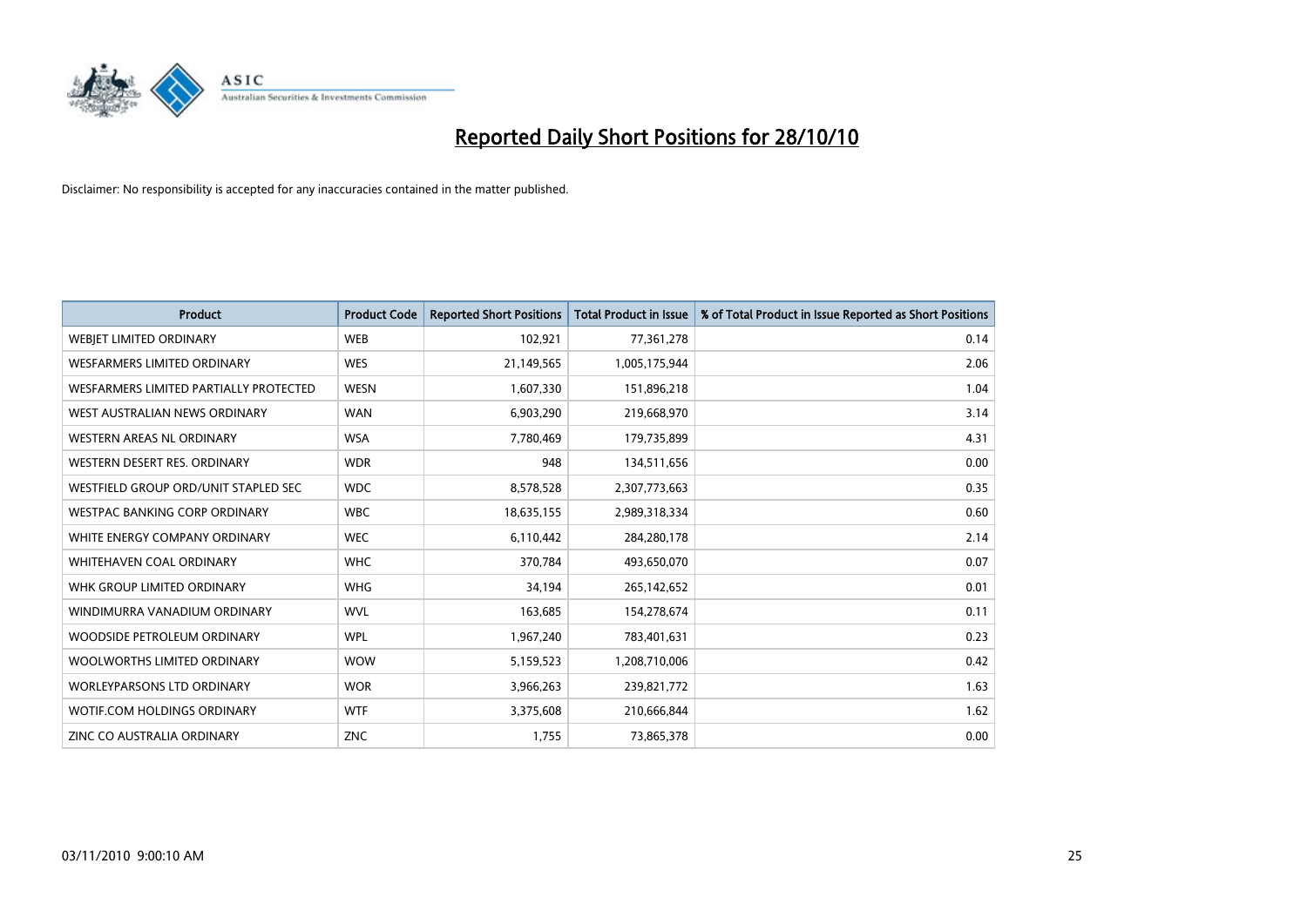# Reported Daily Short Positions for 28/10/10

Disclaimer: No responsibility is accepted for any inaccuracies contained in the matter published.

| Product | Product Code | Reported Short Positions | Total Product in Issue | % of Total Product in Issue Reported as Short Positions |
|---|---|---|---|---|
| WEBJET LIMITED ORDINARY | WEB | 102,921 | 77,361,278 | 0.14 |
| WESFARMERS LIMITED ORDINARY | WES | 21,149,565 | 1,005,175,944 | 2.06 |
| WESFARMERS LIMITED PARTIALLY PROTECTED | WESN | 1,607,330 | 151,896,218 | 1.04 |
| WEST AUSTRALIAN NEWS ORDINARY | WAN | 6,903,290 | 219,668,970 | 3.14 |
| WESTERN AREAS NL ORDINARY | WSA | 7,780,469 | 179,735,899 | 4.31 |
| WESTERN DESERT RES. ORDINARY | WDR | 948 | 134,511,656 | 0.00 |
| WESTFIELD GROUP ORD/UNIT STAPLED SEC | WDC | 8,578,528 | 2,307,773,663 | 0.35 |
| WESTPAC BANKING CORP ORDINARY | WBC | 18,635,155 | 2,989,318,334 | 0.60 |
| WHITE ENERGY COMPANY ORDINARY | WEC | 6,110,442 | 284,280,178 | 2.14 |
| WHITEHAVEN COAL ORDINARY | WHC | 370,784 | 493,650,070 | 0.07 |
| WHK GROUP LIMITED ORDINARY | WHG | 34,194 | 265,142,652 | 0.01 |
| WINDIMURRA VANADIUM ORDINARY | WVL | 163,685 | 154,278,674 | 0.11 |
| WOODSIDE PETROLEUM ORDINARY | WPL | 1,967,240 | 783,401,631 | 0.23 |
| WOOLWORTHS LIMITED ORDINARY | WOW | 5,159,523 | 1,208,710,006 | 0.42 |
| WORLEYPARSONS LTD ORDINARY | WOR | 3,966,263 | 239,821,772 | 1.63 |
| WOTIF.COM HOLDINGS ORDINARY | WTF | 3,375,608 | 210,666,844 | 1.62 |
| ZINC CO AUSTRALIA ORDINARY | ZNC | 1,755 | 73,865,378 | 0.00 |